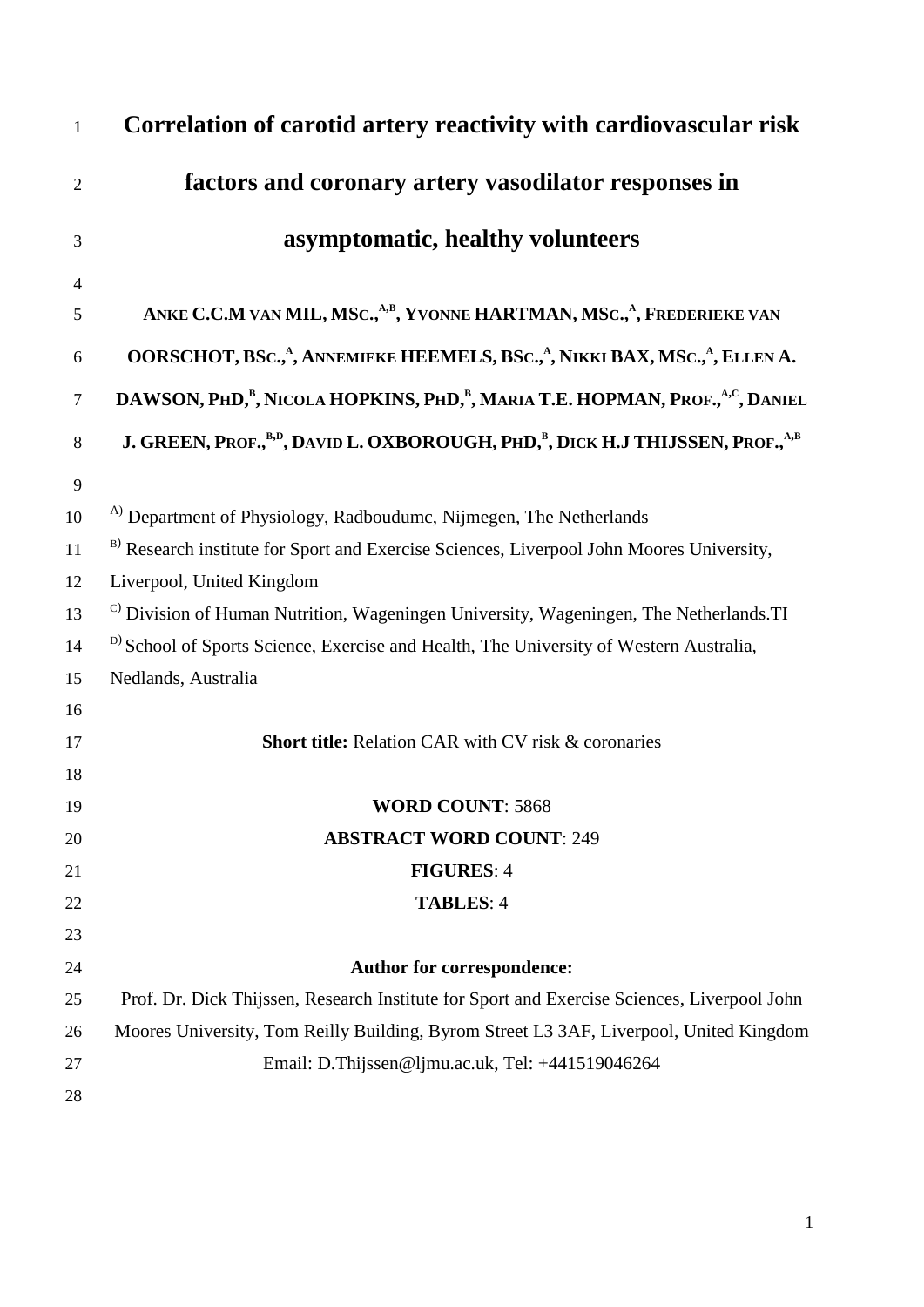# Correlation of carotid artery reactivity with cardiovascular risk factors and coronary artery vasodilator responses in asymptomatic, healthy volunteers

**ANKE C.C.M VAN MIL, MSC.,[A,B], YVONNE HARTMAN, MSC.,[A], FREDERIEKE VAN OORSCHOT, BSC.,[A], ANNEMIEKE HEEMELS, BSC.,[A], NIKKI BAX, MSC.,[A], ELLEN A. DAWSON, PHD,[B], NICOLA HOPKINS, PHD,[B], MARIA T.E. HOPMAN, PROF.,[A,C], DANIEL J. GREEN, PROF.,[B,D], DAVID L. OXBOROUGH, PHD,[B], DICK H.J THIJSSEN, PROF.,[A,B]**

[A)] Department of Physiology, Radboudumc, Nijmegen, The Netherlands
[B)] Research institute for Sport and Exercise Sciences, Liverpool John Moores University, Liverpool, United Kingdom
[C)] Division of Human Nutrition, Wageningen University, Wageningen, The Netherlands.TI
[D)] School of Sports Science, Exercise and Health, The University of Western Australia, Nedlands, Australia

**Short title:** Relation CAR with CV risk & coronaries

**WORD COUNT**: 5868
**ABSTRACT WORD COUNT**: 249
**FIGURES**: 4
**TABLES**: 4

**Author for correspondence:**
Prof. Dr. Dick Thijssen, Research Institute for Sport and Exercise Sciences, Liverpool John Moores University, Tom Reilly Building, Byrom Street L3 3AF, Liverpool, United Kingdom
Email: D.Thijssen@ljmu.ac.uk, Tel: +441519046264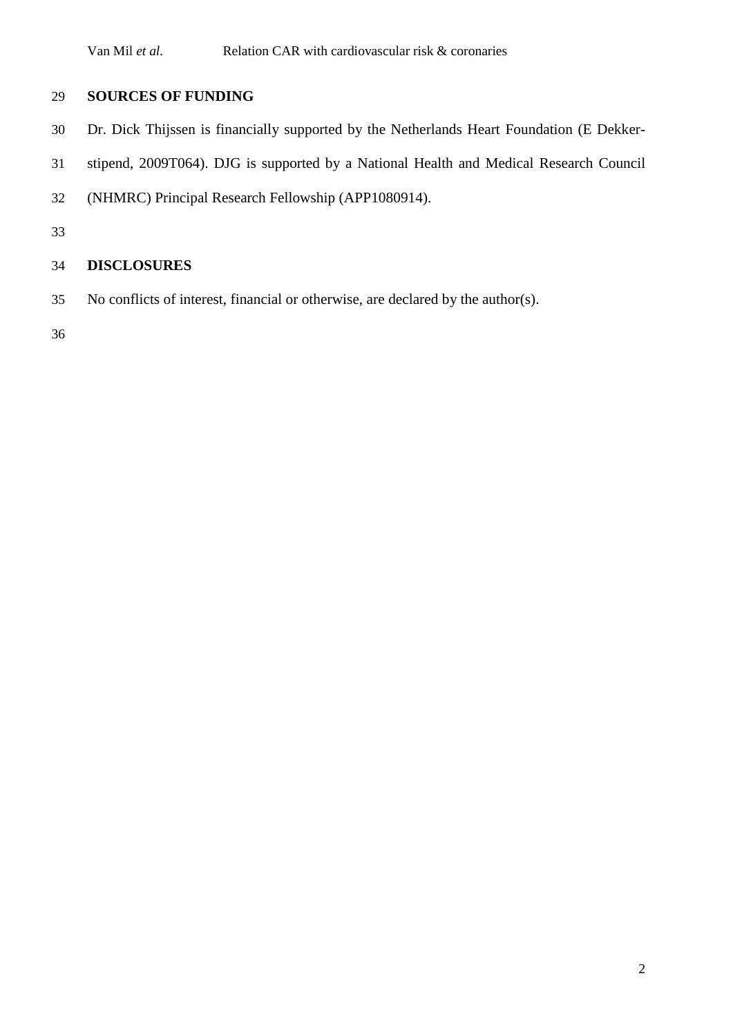## SOURCES OF FUNDING

Dr. Dick Thijssen is financially supported by the Netherlands Heart Foundation (E Dekker-stipend, 2009T064). DJG is supported by a National Health and Medical Research Council (NHMRC) Principal Research Fellowship (APP1080914).

## DISCLOSURES

No conflicts of interest, financial or otherwise, are declared by the author(s).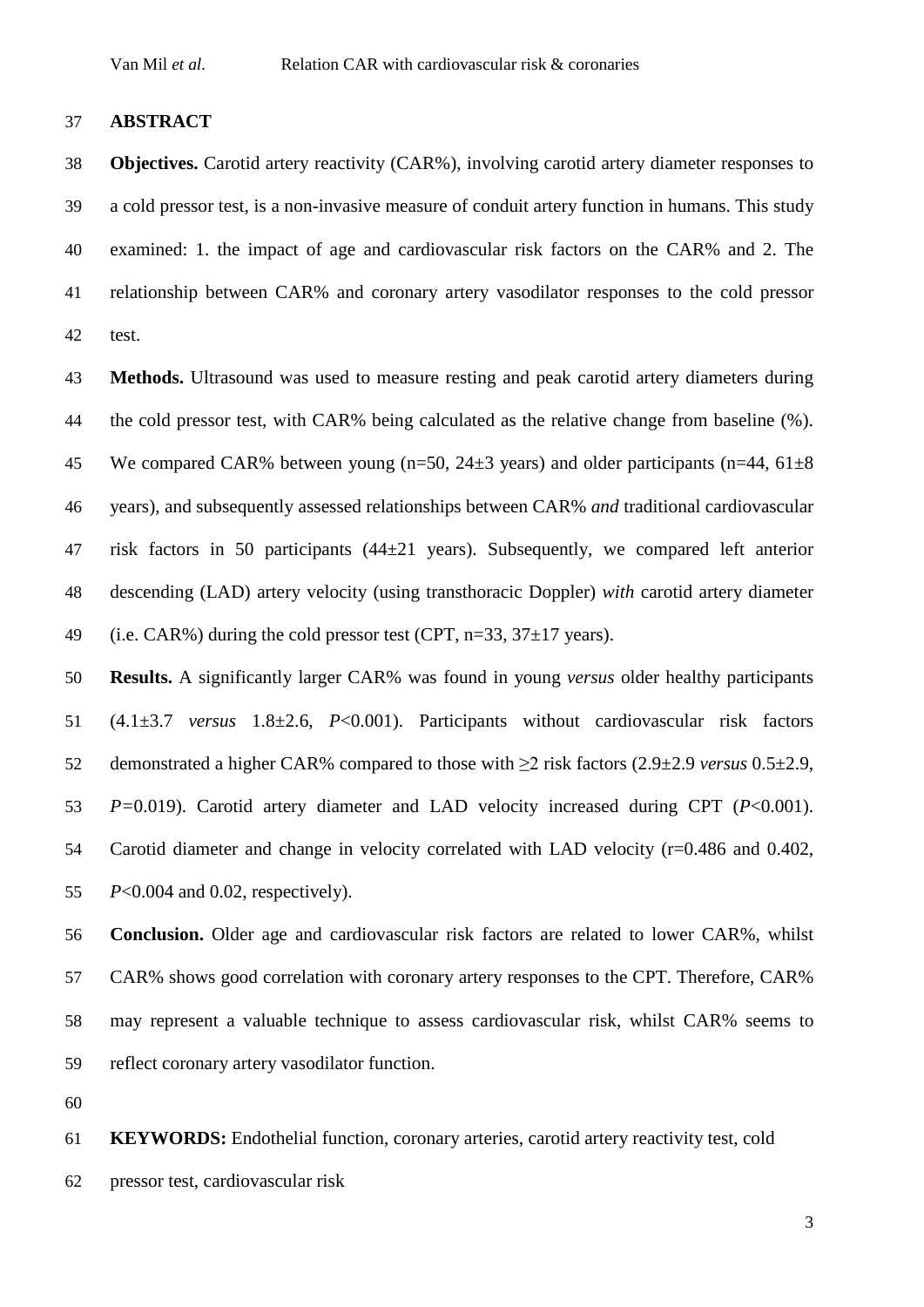## ABSTRACT

**Objectives.** Carotid artery reactivity (CAR%), involving carotid artery diameter responses to a cold pressor test, is a non-invasive measure of conduit artery function in humans. This study examined: 1. the impact of age and cardiovascular risk factors on the CAR% and 2. The relationship between CAR% and coronary artery vasodilator responses to the cold pressor test.

**Methods.** Ultrasound was used to measure resting and peak carotid artery diameters during the cold pressor test, with CAR% being calculated as the relative change from baseline (%). We compared CAR% between young (n=50, 24±3 years) and older participants (n=44, 61±8 years), and subsequently assessed relationships between CAR% *and* traditional cardiovascular risk factors in 50 participants (44±21 years). Subsequently, we compared left anterior descending (LAD) artery velocity (using transthoracic Doppler) *with* carotid artery diameter (i.e. CAR%) during the cold pressor test (CPT, n=33, 37±17 years).

**Results.** A significantly larger CAR% was found in young *versus* older healthy participants (4.1±3.7 *versus* 1.8±2.6, $P$<0.001). Participants without cardiovascular risk factors demonstrated a higher CAR% compared to those with ≥2 risk factors (2.9±2.9 *versus* 0.5±2.9, $P$=0.019). Carotid artery diameter and LAD velocity increased during CPT ($P$<0.001). Carotid diameter and change in velocity correlated with LAD velocity (r=0.486 and 0.402, $P$<0.004 and 0.02, respectively).

**Conclusion.** Older age and cardiovascular risk factors are related to lower CAR%, whilst CAR% shows good correlation with coronary artery responses to the CPT. Therefore, CAR% may represent a valuable technique to assess cardiovascular risk, whilst CAR% seems to reflect coronary artery vasodilator function.

**KEYWORDS:** Endothelial function, coronary arteries, carotid artery reactivity test, cold pressor test, cardiovascular risk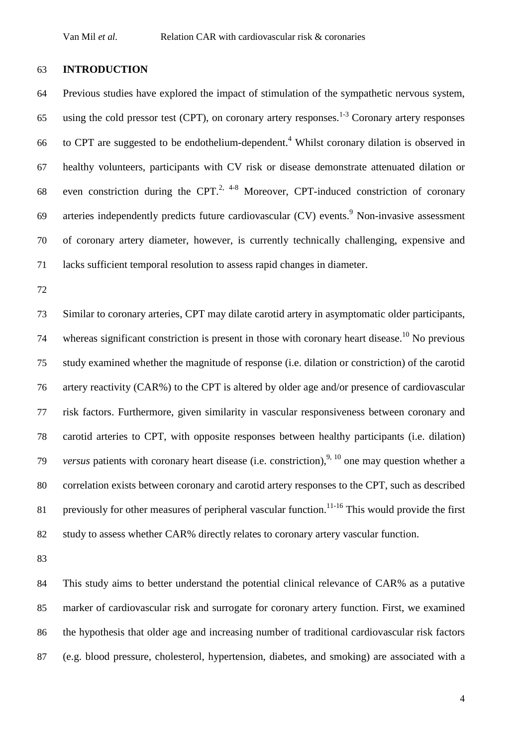## INTRODUCTION

Previous studies have explored the impact of stimulation of the sympathetic nervous system, using the cold pressor test (CPT), on coronary artery responses.[1-3] Coronary artery responses to CPT are suggested to be endothelium-dependent.[4] Whilst coronary dilation is observed in healthy volunteers, participants with CV risk or disease demonstrate attenuated dilation or even constriction during the CPT.[2, 4-8] Moreover, CPT-induced constriction of coronary arteries independently predicts future cardiovascular (CV) events.[9] Non-invasive assessment of coronary artery diameter, however, is currently technically challenging, expensive and lacks sufficient temporal resolution to assess rapid changes in diameter.

Similar to coronary arteries, CPT may dilate carotid artery in asymptomatic older participants, whereas significant constriction is present in those with coronary heart disease.[10] No previous study examined whether the magnitude of response (i.e. dilation or constriction) of the carotid artery reactivity (CAR%) to the CPT is altered by older age and/or presence of cardiovascular risk factors. Furthermore, given similarity in vascular responsiveness between coronary and carotid arteries to CPT, with opposite responses between healthy participants (i.e. dilation) *versus* patients with coronary heart disease (i.e. constriction),[9, 10] one may question whether a correlation exists between coronary and carotid artery responses to the CPT, such as described previously for other measures of peripheral vascular function.[11-16] This would provide the first study to assess whether CAR% directly relates to coronary artery vascular function.

This study aims to better understand the potential clinical relevance of CAR% as a putative marker of cardiovascular risk and surrogate for coronary artery function. First, we examined the hypothesis that older age and increasing number of traditional cardiovascular risk factors (e.g. blood pressure, cholesterol, hypertension, diabetes, and smoking) are associated with a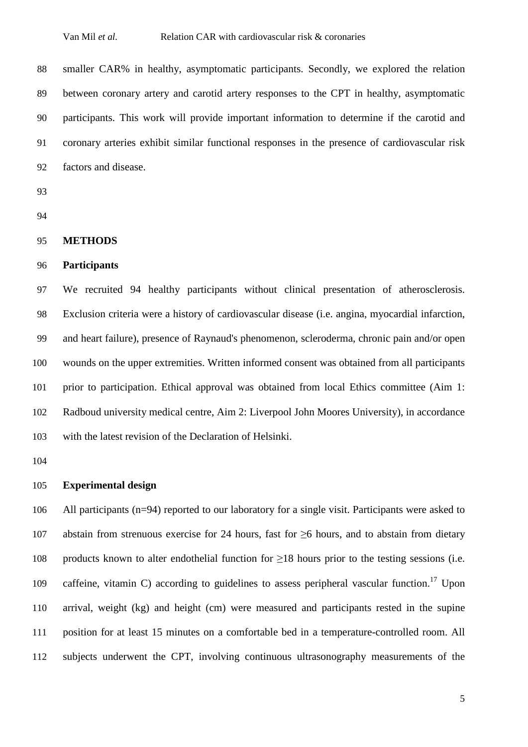smaller CAR% in healthy, asymptomatic participants. Secondly, we explored the relation between coronary artery and carotid artery responses to the CPT in healthy, asymptomatic participants. This work will provide important information to determine if the carotid and coronary arteries exhibit similar functional responses in the presence of cardiovascular risk factors and disease.

## METHODS

### Participants

We recruited 94 healthy participants without clinical presentation of atherosclerosis. Exclusion criteria were a history of cardiovascular disease (i.e. angina, myocardial infarction, and heart failure), presence of Raynaud's phenomenon, scleroderma, chronic pain and/or open wounds on the upper extremities. Written informed consent was obtained from all participants prior to participation. Ethical approval was obtained from local Ethics committee (Aim 1: Radboud university medical centre, Aim 2: Liverpool John Moores University), in accordance with the latest revision of the Declaration of Helsinki.

### Experimental design

All participants (n=94) reported to our laboratory for a single visit. Participants were asked to abstain from strenuous exercise for 24 hours, fast for ≥6 hours, and to abstain from dietary products known to alter endothelial function for ≥18 hours prior to the testing sessions (i.e. caffeine, vitamin C) according to guidelines to assess peripheral vascular function.[17] Upon arrival, weight (kg) and height (cm) were measured and participants rested in the supine position for at least 15 minutes on a comfortable bed in a temperature-controlled room. All subjects underwent the CPT, involving continuous ultrasonography measurements of the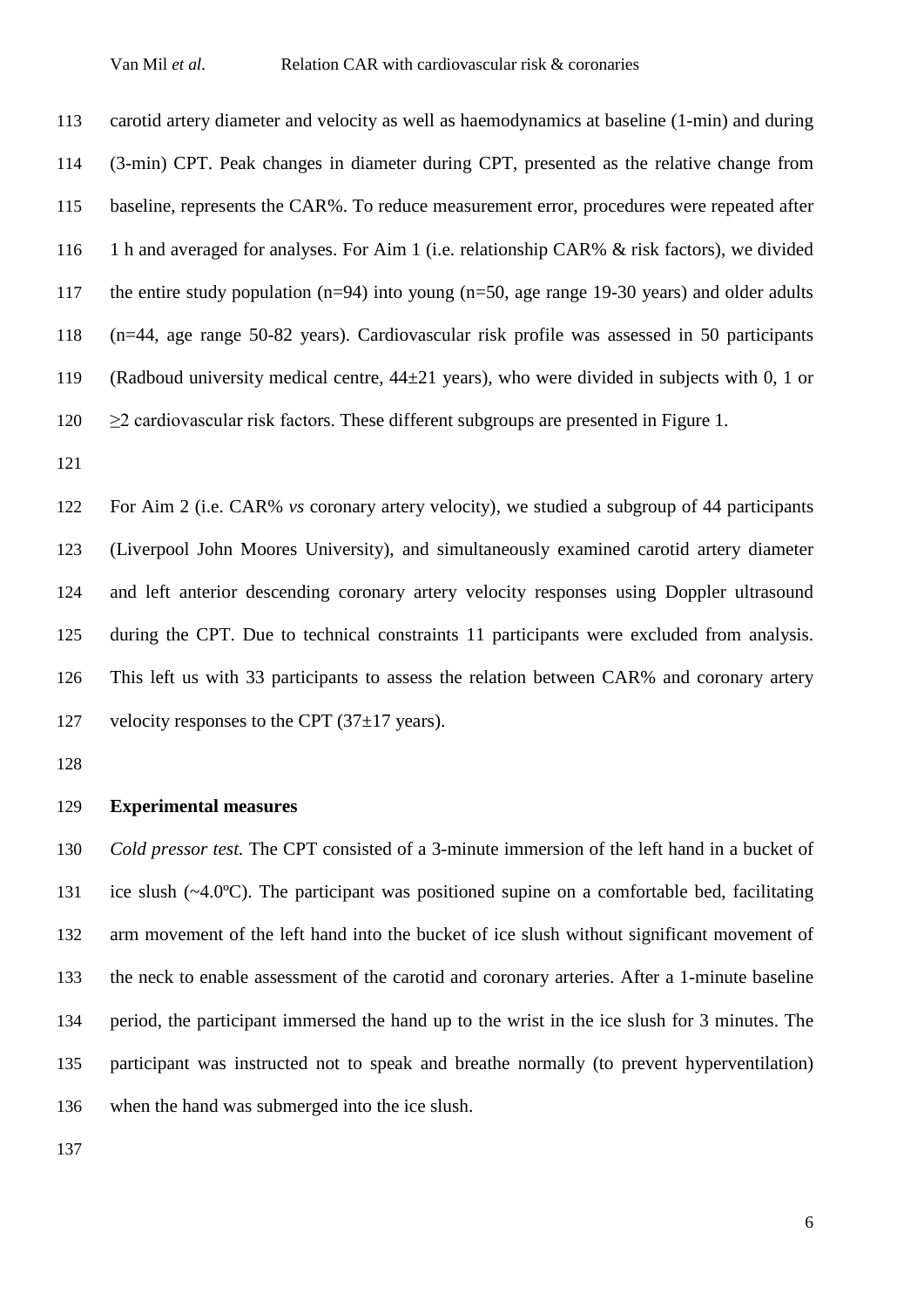carotid artery diameter and velocity as well as haemodynamics at baseline (1-min) and during (3-min) CPT. Peak changes in diameter during CPT, presented as the relative change from baseline, represents the CAR%. To reduce measurement error, procedures were repeated after 1 h and averaged for analyses. For Aim 1 (i.e. relationship CAR% & risk factors), we divided the entire study population (n=94) into young (n=50, age range 19-30 years) and older adults (n=44, age range 50-82 years). Cardiovascular risk profile was assessed in 50 participants (Radboud university medical centre, 44±21 years), who were divided in subjects with 0, 1 or ≥2 cardiovascular risk factors. These different subgroups are presented in Figure 1.

For Aim 2 (i.e. CAR% *vs* coronary artery velocity), we studied a subgroup of 44 participants (Liverpool John Moores University), and simultaneously examined carotid artery diameter and left anterior descending coronary artery velocity responses using Doppler ultrasound during the CPT. Due to technical constraints 11 participants were excluded from analysis. This left us with 33 participants to assess the relation between CAR% and coronary artery velocity responses to the CPT (37±17 years).

**Experimental measures**

*Cold pressor test.* The CPT consisted of a 3-minute immersion of the left hand in a bucket of ice slush (~4.0ºC). The participant was positioned supine on a comfortable bed, facilitating arm movement of the left hand into the bucket of ice slush without significant movement of the neck to enable assessment of the carotid and coronary arteries. After a 1-minute baseline period, the participant immersed the hand up to the wrist in the ice slush for 3 minutes. The participant was instructed not to speak and breathe normally (to prevent hyperventilation) when the hand was submerged into the ice slush.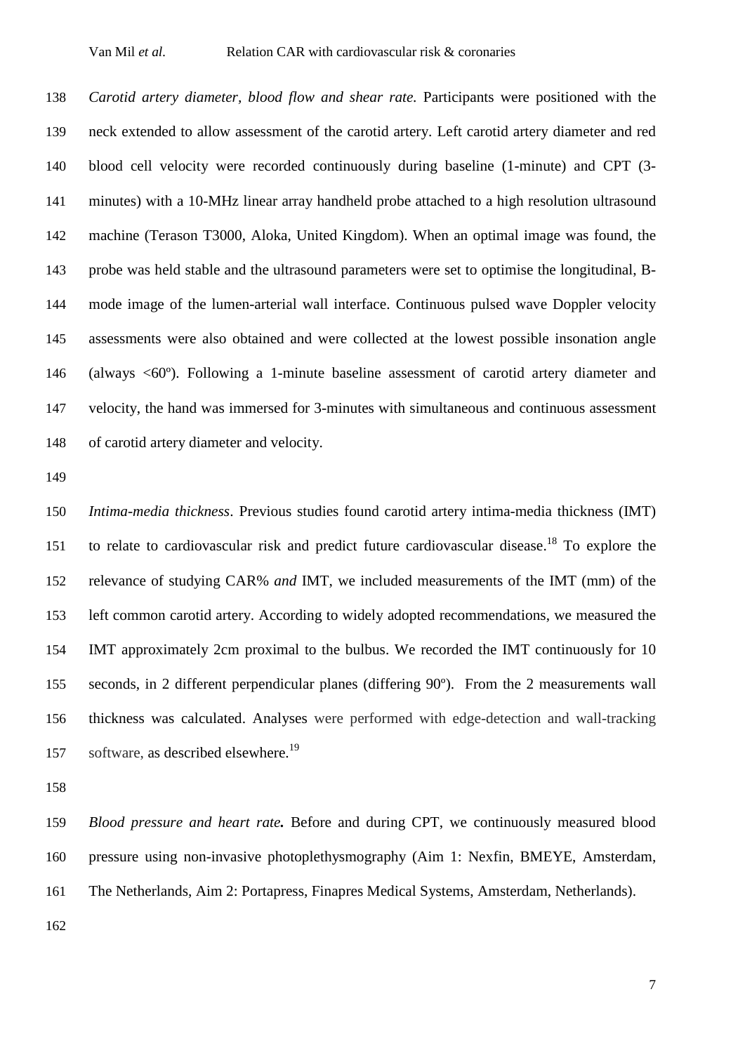*Carotid artery diameter, blood flow and shear rate.* Participants were positioned with the neck extended to allow assessment of the carotid artery. Left carotid artery diameter and red blood cell velocity were recorded continuously during baseline (1-minute) and CPT (3-minutes) with a 10-MHz linear array handheld probe attached to a high resolution ultrasound machine (Terason T3000, Aloka, United Kingdom). When an optimal image was found, the probe was held stable and the ultrasound parameters were set to optimise the longitudinal, B-mode image of the lumen-arterial wall interface. Continuous pulsed wave Doppler velocity assessments were also obtained and were collected at the lowest possible insonation angle (always <60º). Following a 1-minute baseline assessment of carotid artery diameter and velocity, the hand was immersed for 3-minutes with simultaneous and continuous assessment of carotid artery diameter and velocity.

*Intima-media thickness*. Previous studies found carotid artery intima-media thickness (IMT) to relate to cardiovascular risk and predict future cardiovascular disease.[18] To explore the relevance of studying CAR% *and* IMT, we included measurements of the IMT (mm) of the left common carotid artery. According to widely adopted recommendations, we measured the IMT approximately 2cm proximal to the bulbus. We recorded the IMT continuously for 10 seconds, in 2 different perpendicular planes (differing 90º). From the 2 measurements wall thickness was calculated. Analyses were performed with edge-detection and wall-tracking software, as described elsewhere.[19]

***Blood pressure and heart rate.*** Before and during CPT, we continuously measured blood pressure using non-invasive photoplethysmography (Aim 1: Nexfin, BMEYE, Amsterdam, The Netherlands, Aim 2: Portapress, Finapres Medical Systems, Amsterdam, Netherlands).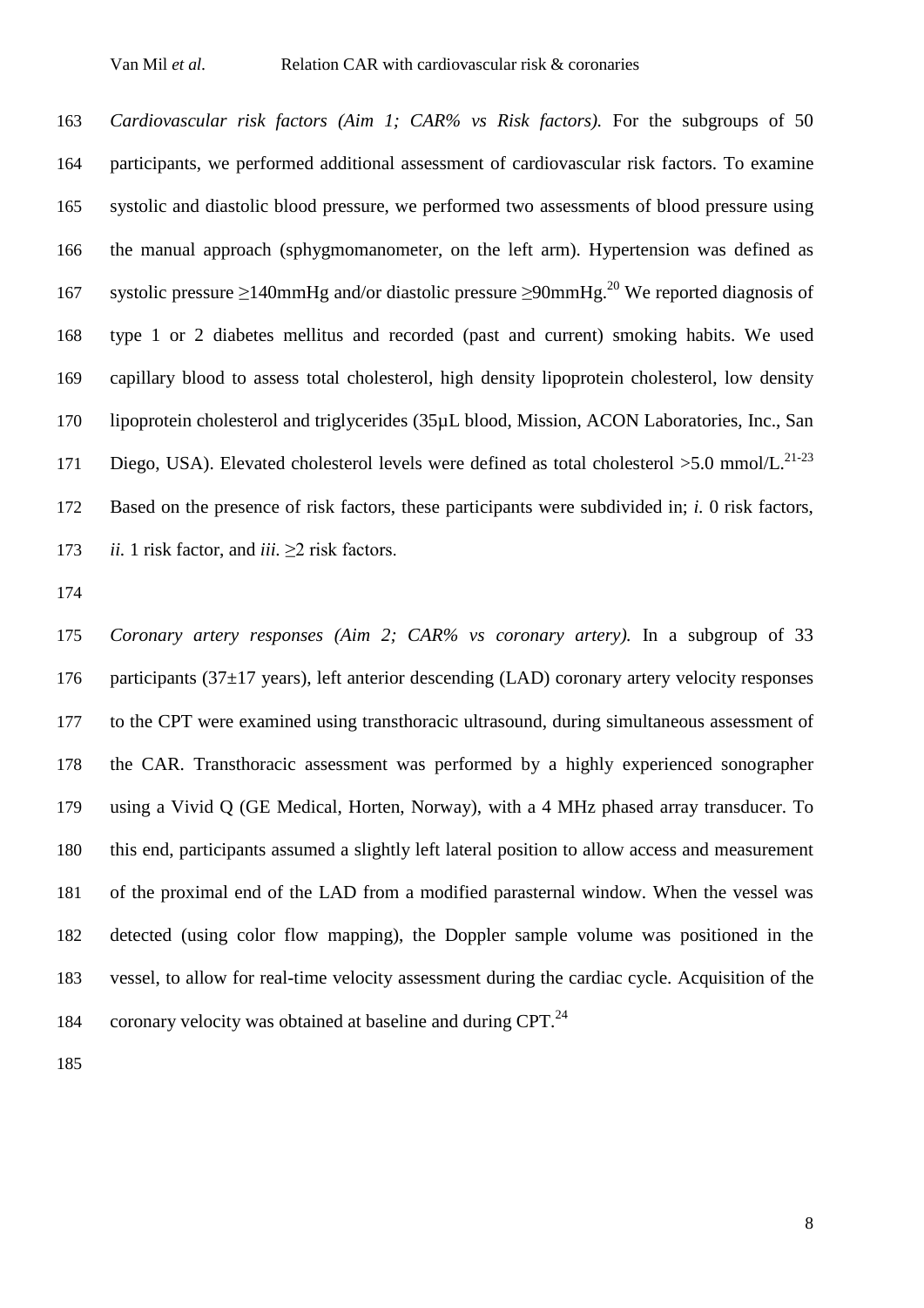*Cardiovascular risk factors (Aim 1; CAR% vs Risk factors).* For the subgroups of 50 participants, we performed additional assessment of cardiovascular risk factors. To examine systolic and diastolic blood pressure, we performed two assessments of blood pressure using the manual approach (sphygmomanometer, on the left arm). Hypertension was defined as systolic pressure ≥140mmHg and/or diastolic pressure ≥90mmHg.[20] We reported diagnosis of type 1 or 2 diabetes mellitus and recorded (past and current) smoking habits. We used capillary blood to assess total cholesterol, high density lipoprotein cholesterol, low density lipoprotein cholesterol and triglycerides (35µL blood, Mission, ACON Laboratories, Inc., San Diego, USA). Elevated cholesterol levels were defined as total cholesterol >5.0 mmol/L.[21-23] Based on the presence of risk factors, these participants were subdivided in; *i.* 0 risk factors, *ii.* 1 risk factor, and *iii.* ≥2 risk factors.

*Coronary artery responses (Aim 2; CAR% vs coronary artery).* In a subgroup of 33 participants (37±17 years), left anterior descending (LAD) coronary artery velocity responses to the CPT were examined using transthoracic ultrasound, during simultaneous assessment of the CAR. Transthoracic assessment was performed by a highly experienced sonographer using a Vivid Q (GE Medical, Horten, Norway), with a 4 MHz phased array transducer. To this end, participants assumed a slightly left lateral position to allow access and measurement of the proximal end of the LAD from a modified parasternal window. When the vessel was detected (using color flow mapping), the Doppler sample volume was positioned in the vessel, to allow for real-time velocity assessment during the cardiac cycle. Acquisition of the coronary velocity was obtained at baseline and during CPT.[24]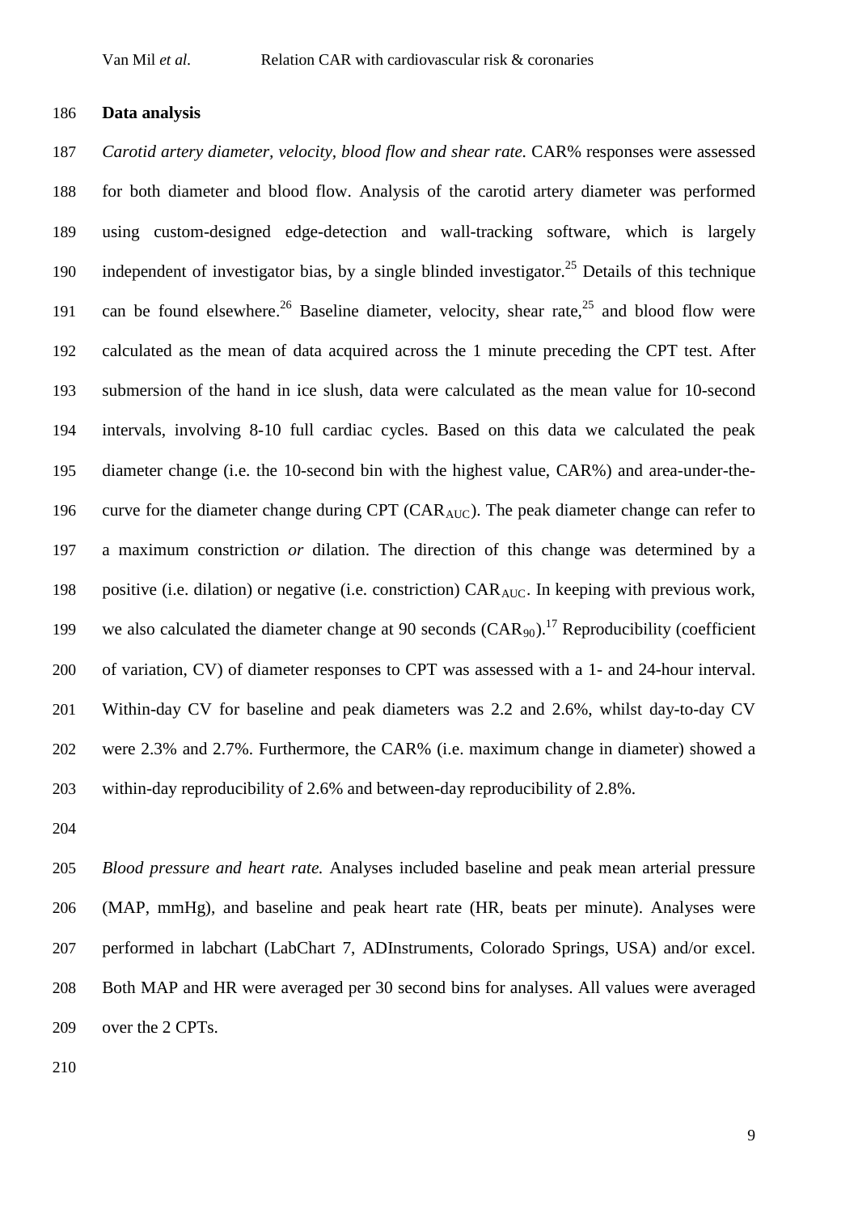**Data analysis**

*Carotid artery diameter, velocity, blood flow and shear rate.* CAR% responses were assessed for both diameter and blood flow. Analysis of the carotid artery diameter was performed using custom-designed edge-detection and wall-tracking software, which is largely independent of investigator bias, by a single blinded investigator.[25] Details of this technique can be found elsewhere.[26] Baseline diameter, velocity, shear rate,[25] and blood flow were calculated as the mean of data acquired across the 1 minute preceding the CPT test. After submersion of the hand in ice slush, data were calculated as the mean value for 10-second intervals, involving 8-10 full cardiac cycles. Based on this data we calculated the peak diameter change (i.e. the 10-second bin with the highest value, CAR%) and area-under-the-curve for the diameter change during CPT ($CAR_{AUC}$). The peak diameter change can refer to a maximum constriction *or* dilation. The direction of this change was determined by a positive (i.e. dilation) or negative (i.e. constriction) $CAR_{AUC}$. In keeping with previous work, we also calculated the diameter change at 90 seconds ($CAR_{90}$).[17] Reproducibility (coefficient of variation, CV) of diameter responses to CPT was assessed with a 1- and 24-hour interval. Within-day CV for baseline and peak diameters was 2.2 and 2.6%, whilst day-to-day CV were 2.3% and 2.7%. Furthermore, the CAR% (i.e. maximum change in diameter) showed a within-day reproducibility of 2.6% and between-day reproducibility of 2.8%.

*Blood pressure and heart rate.* Analyses included baseline and peak mean arterial pressure (MAP, mmHg), and baseline and peak heart rate (HR, beats per minute). Analyses were performed in labchart (LabChart 7, ADInstruments, Colorado Springs, USA) and/or excel. Both MAP and HR were averaged per 30 second bins for analyses. All values were averaged over the 2 CPTs.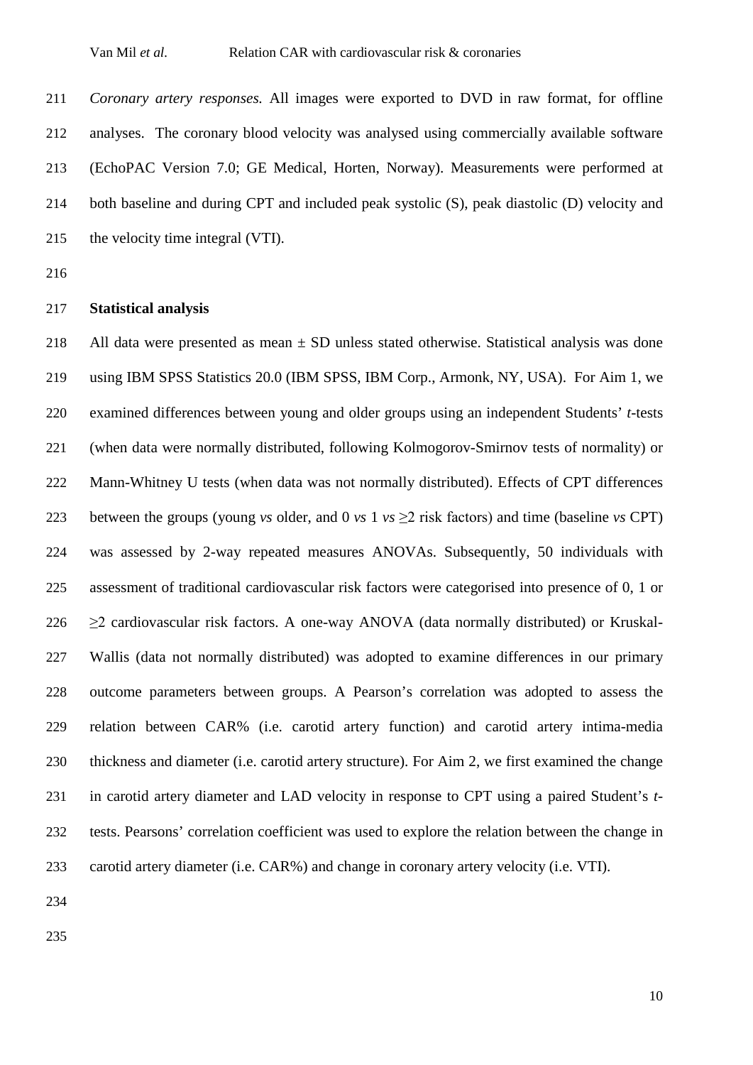*Coronary artery responses.* All images were exported to DVD in raw format, for offline analyses. The coronary blood velocity was analysed using commercially available software (EchoPAC Version 7.0; GE Medical, Horten, Norway). Measurements were performed at both baseline and during CPT and included peak systolic (S), peak diastolic (D) velocity and the velocity time integral (VTI).

**Statistical analysis**

All data were presented as mean ± SD unless stated otherwise. Statistical analysis was done using IBM SPSS Statistics 20.0 (IBM SPSS, IBM Corp., Armonk, NY, USA). For Aim 1, we examined differences between young and older groups using an independent Students' *t*-tests (when data were normally distributed, following Kolmogorov-Smirnov tests of normality) or Mann-Whitney U tests (when data was not normally distributed). Effects of CPT differences between the groups (young *vs* older, and 0 *vs* 1 *vs* ≥2 risk factors) and time (baseline *vs* CPT) was assessed by 2-way repeated measures ANOVAs. Subsequently, 50 individuals with assessment of traditional cardiovascular risk factors were categorised into presence of 0, 1 or ≥2 cardiovascular risk factors. A one-way ANOVA (data normally distributed) or Kruskal-Wallis (data not normally distributed) was adopted to examine differences in our primary outcome parameters between groups. A Pearson's correlation was adopted to assess the relation between CAR% (i.e. carotid artery function) and carotid artery intima-media thickness and diameter (i.e. carotid artery structure). For Aim 2, we first examined the change in carotid artery diameter and LAD velocity in response to CPT using a paired Student's *t*-tests. Pearsons' correlation coefficient was used to explore the relation between the change in carotid artery diameter (i.e. CAR%) and change in coronary artery velocity (i.e. VTI).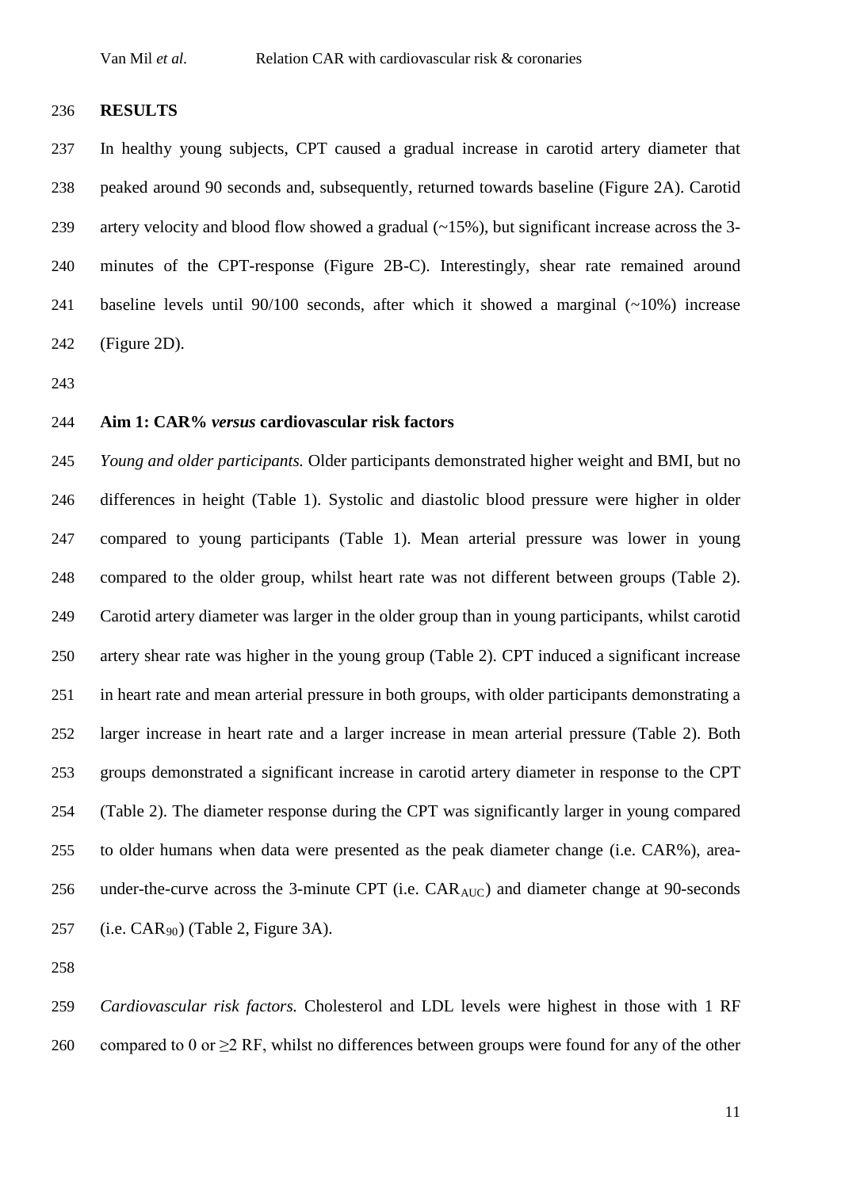## RESULTS

In healthy young subjects, CPT caused a gradual increase in carotid artery diameter that peaked around 90 seconds and, subsequently, returned towards baseline (Figure 2A). Carotid artery velocity and blood flow showed a gradual (~15%), but significant increase across the 3-minutes of the CPT-response (Figure 2B-C). Interestingly, shear rate remained around baseline levels until 90/100 seconds, after which it showed a marginal (~10%) increase (Figure 2D).

### Aim 1: CAR% *versus* cardiovascular risk factors

*Young and older participants.* Older participants demonstrated higher weight and BMI, but no differences in height (Table 1). Systolic and diastolic blood pressure were higher in older compared to young participants (Table 1). Mean arterial pressure was lower in young compared to the older group, whilst heart rate was not different between groups (Table 2). Carotid artery diameter was larger in the older group than in young participants, whilst carotid artery shear rate was higher in the young group (Table 2). CPT induced a significant increase in heart rate and mean arterial pressure in both groups, with older participants demonstrating a larger increase in heart rate and a larger increase in mean arterial pressure (Table 2). Both groups demonstrated a significant increase in carotid artery diameter in response to the CPT (Table 2). The diameter response during the CPT was significantly larger in young compared to older humans when data were presented as the peak diameter change (i.e. CAR%), area-under-the-curve across the 3-minute CPT (i.e. $CAR_{AUC}$) and diameter change at 90-seconds (i.e. $CAR_{90}$) (Table 2, Figure 3A).

*Cardiovascular risk factors.* Cholesterol and LDL levels were highest in those with 1 RF compared to 0 or ≥2 RF, whilst no differences between groups were found for any of the other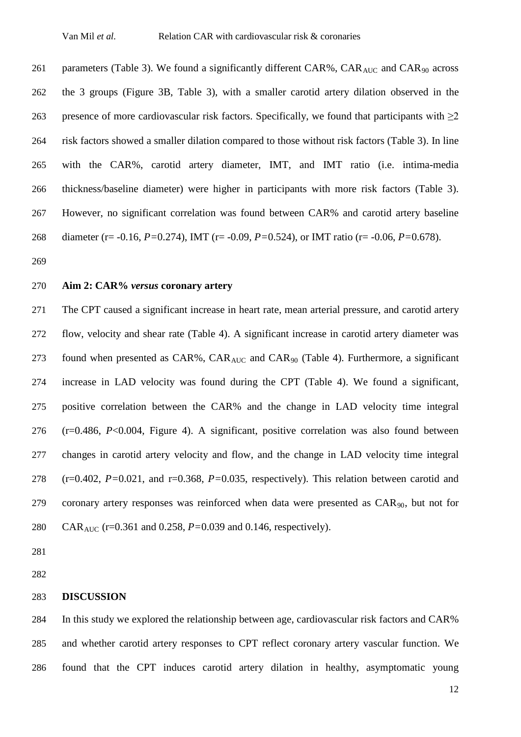parameters (Table 3). We found a significantly different CAR%, $CAR_{AUC}$ and $CAR_{90}$ across the 3 groups (Figure 3B, Table 3), with a smaller carotid artery dilation observed in the presence of more cardiovascular risk factors. Specifically, we found that participants with ≥2 risk factors showed a smaller dilation compared to those without risk factors (Table 3). In line with the CAR%, carotid artery diameter, IMT, and IMT ratio (i.e. intima-media thickness/baseline diameter) were higher in participants with more risk factors (Table 3). However, no significant correlation was found between CAR% and carotid artery baseline diameter ($r = -0.16$, $P = 0.274$), IMT ($r = -0.09$, $P = 0.524$), or IMT ratio ($r = -0.06$, $P = 0.678$).

### Aim 2: CAR% *versus* coronary artery

The CPT caused a significant increase in heart rate, mean arterial pressure, and carotid artery flow, velocity and shear rate (Table 4). A significant increase in carotid artery diameter was found when presented as CAR%, $CAR_{AUC}$ and $CAR_{90}$ (Table 4). Furthermore, a significant increase in LAD velocity was found during the CPT (Table 4). We found a significant, positive correlation between the CAR% and the change in LAD velocity time integral ($r = 0.486$, $P < 0.004$, Figure 4). A significant, positive correlation was also found between changes in carotid artery velocity and flow, and the change in LAD velocity time integral ($r = 0.402$, $P = 0.021$, and $r = 0.368$, $P = 0.035$, respectively). This relation between carotid and coronary artery responses was reinforced when data were presented as $CAR_{90}$, but not for $CAR_{AUC}$ ($r = 0.361$ and $0.258$, $P = 0.039$ and $0.146$, respectively).

## DISCUSSION

In this study we explored the relationship between age, cardiovascular risk factors and CAR% and whether carotid artery responses to CPT reflect coronary artery vascular function. We found that the CPT induces carotid artery dilation in healthy, asymptomatic young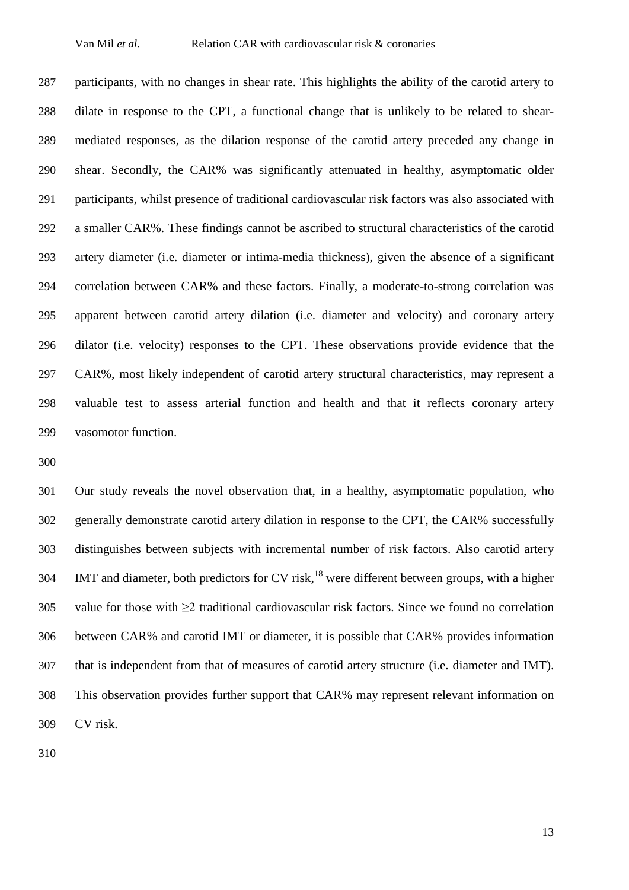participants, with no changes in shear rate. This highlights the ability of the carotid artery to dilate in response to the CPT, a functional change that is unlikely to be related to shear-mediated responses, as the dilation response of the carotid artery preceded any change in shear. Secondly, the CAR% was significantly attenuated in healthy, asymptomatic older participants, whilst presence of traditional cardiovascular risk factors was also associated with a smaller CAR%. These findings cannot be ascribed to structural characteristics of the carotid artery diameter (i.e. diameter or intima-media thickness), given the absence of a significant correlation between CAR% and these factors. Finally, a moderate-to-strong correlation was apparent between carotid artery dilation (i.e. diameter and velocity) and coronary artery dilator (i.e. velocity) responses to the CPT. These observations provide evidence that the CAR%, most likely independent of carotid artery structural characteristics, may represent a valuable test to assess arterial function and health and that it reflects coronary artery vasomotor function.

Our study reveals the novel observation that, in a healthy, asymptomatic population, who generally demonstrate carotid artery dilation in response to the CPT, the CAR% successfully distinguishes between subjects with incremental number of risk factors. Also carotid artery IMT and diameter, both predictors for CV risk,[18] were different between groups, with a higher value for those with ≥2 traditional cardiovascular risk factors. Since we found no correlation between CAR% and carotid IMT or diameter, it is possible that CAR% provides information that is independent from that of measures of carotid artery structure (i.e. diameter and IMT). This observation provides further support that CAR% may represent relevant information on CV risk.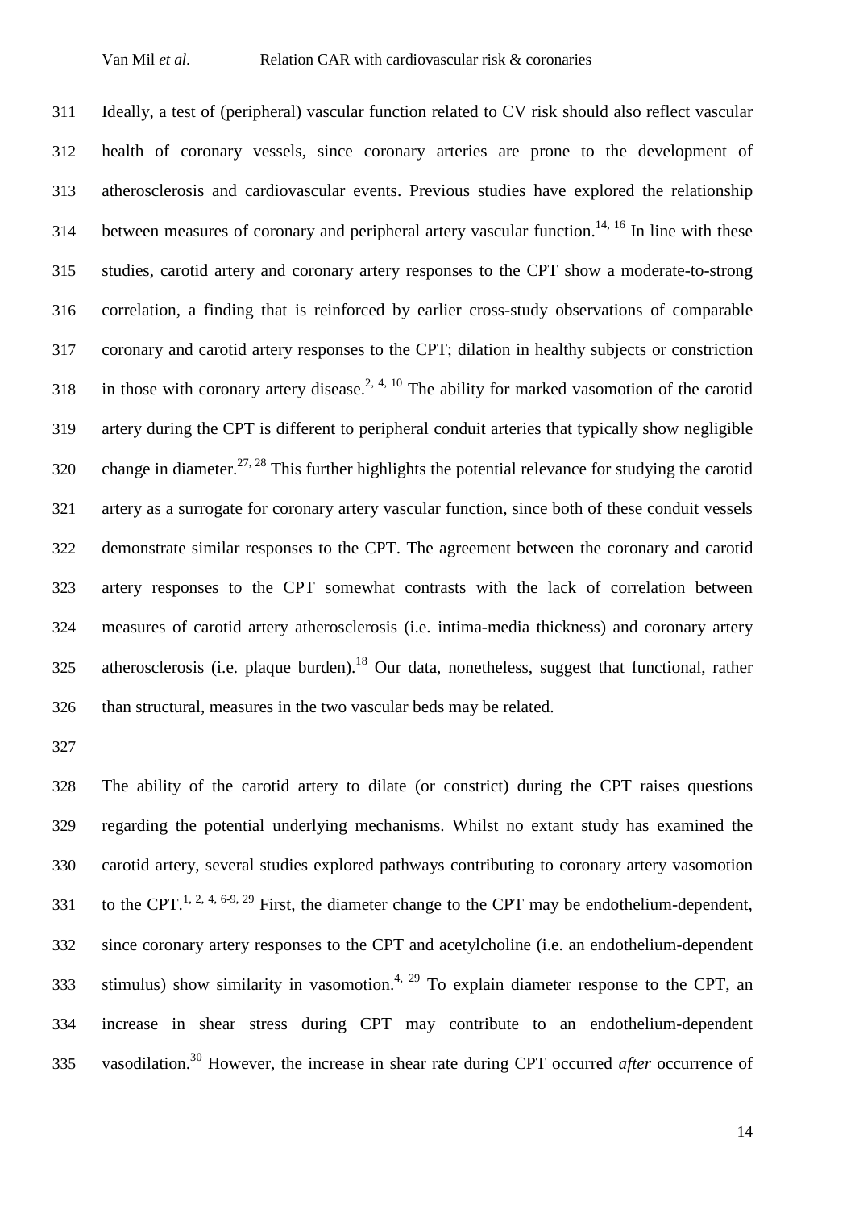Ideally, a test of (peripheral) vascular function related to CV risk should also reflect vascular health of coronary vessels, since coronary arteries are prone to the development of atherosclerosis and cardiovascular events. Previous studies have explored the relationship between measures of coronary and peripheral artery vascular function.[14, 16] In line with these studies, carotid artery and coronary artery responses to the CPT show a moderate-to-strong correlation, a finding that is reinforced by earlier cross-study observations of comparable coronary and carotid artery responses to the CPT; dilation in healthy subjects or constriction in those with coronary artery disease.[2, 4, 10] The ability for marked vasomotion of the carotid artery during the CPT is different to peripheral conduit arteries that typically show negligible change in diameter.[27, 28] This further highlights the potential relevance for studying the carotid artery as a surrogate for coronary artery vascular function, since both of these conduit vessels demonstrate similar responses to the CPT. The agreement between the coronary and carotid artery responses to the CPT somewhat contrasts with the lack of correlation between measures of carotid artery atherosclerosis (i.e. intima-media thickness) and coronary artery atherosclerosis (i.e. plaque burden).[18] Our data, nonetheless, suggest that functional, rather than structural, measures in the two vascular beds may be related.

The ability of the carotid artery to dilate (or constrict) during the CPT raises questions regarding the potential underlying mechanisms. Whilst no extant study has examined the carotid artery, several studies explored pathways contributing to coronary artery vasomotion to the CPT.[1, 2, 4, 6-9, 29] First, the diameter change to the CPT may be endothelium-dependent, since coronary artery responses to the CPT and acetylcholine (i.e. an endothelium-dependent stimulus) show similarity in vasomotion.[4, 29] To explain diameter response to the CPT, an increase in shear stress during CPT may contribute to an endothelium-dependent vasodilation.[30] However, the increase in shear rate during CPT occurred *after* occurrence of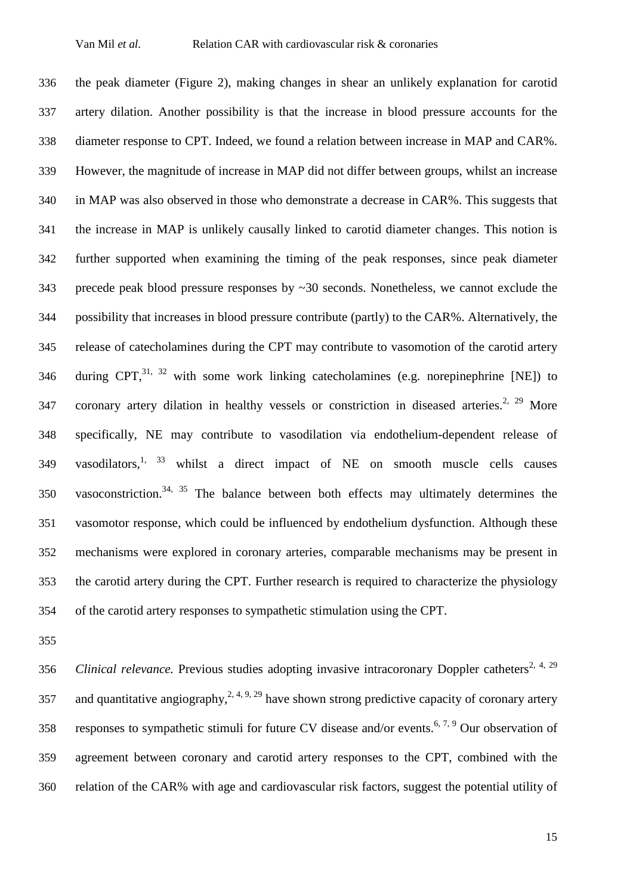the peak diameter (Figure 2), making changes in shear an unlikely explanation for carotid artery dilation. Another possibility is that the increase in blood pressure accounts for the diameter response to CPT. Indeed, we found a relation between increase in MAP and CAR%. However, the magnitude of increase in MAP did not differ between groups, whilst an increase in MAP was also observed in those who demonstrate a decrease in CAR%. This suggests that the increase in MAP is unlikely causally linked to carotid diameter changes. This notion is further supported when examining the timing of the peak responses, since peak diameter precede peak blood pressure responses by ~30 seconds. Nonetheless, we cannot exclude the possibility that increases in blood pressure contribute (partly) to the CAR%. Alternatively, the release of catecholamines during the CPT may contribute to vasomotion of the carotid artery during CPT,[31, 32] with some work linking catecholamines (e.g. norepinephrine [NE]) to coronary artery dilation in healthy vessels or constriction in diseased arteries.[2, 29] More specifically, NE may contribute to vasodilation via endothelium-dependent release of vasodilators,[1, 33] whilst a direct impact of NE on smooth muscle cells causes vasoconstriction.[34, 35] The balance between both effects may ultimately determines the vasomotor response, which could be influenced by endothelium dysfunction. Although these mechanisms were explored in coronary arteries, comparable mechanisms may be present in the carotid artery during the CPT. Further research is required to characterize the physiology of the carotid artery responses to sympathetic stimulation using the CPT.

*Clinical relevance.* Previous studies adopting invasive intracoronary Doppler catheters[2, 4, 29] and quantitative angiography,[2, 4, 9, 29] have shown strong predictive capacity of coronary artery responses to sympathetic stimuli for future CV disease and/or events.[6, 7, 9] Our observation of agreement between coronary and carotid artery responses to the CPT, combined with the relation of the CAR% with age and cardiovascular risk factors, suggest the potential utility of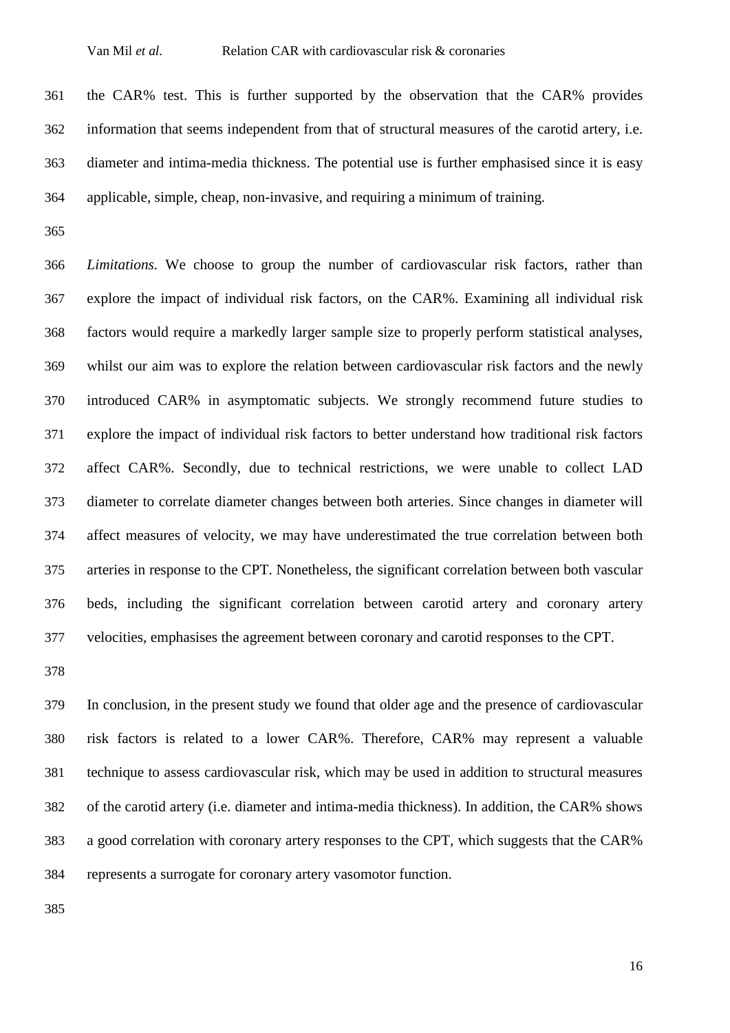the CAR% test. This is further supported by the observation that the CAR% provides information that seems independent from that of structural measures of the carotid artery, i.e. diameter and intima-media thickness. The potential use is further emphasised since it is easy applicable, simple, cheap, non-invasive, and requiring a minimum of training.

*Limitations.* We choose to group the number of cardiovascular risk factors, rather than explore the impact of individual risk factors, on the CAR%. Examining all individual risk factors would require a markedly larger sample size to properly perform statistical analyses, whilst our aim was to explore the relation between cardiovascular risk factors and the newly introduced CAR% in asymptomatic subjects. We strongly recommend future studies to explore the impact of individual risk factors to better understand how traditional risk factors affect CAR%. Secondly, due to technical restrictions, we were unable to collect LAD diameter to correlate diameter changes between both arteries. Since changes in diameter will affect measures of velocity, we may have underestimated the true correlation between both arteries in response to the CPT. Nonetheless, the significant correlation between both vascular beds, including the significant correlation between carotid artery and coronary artery velocities, emphasises the agreement between coronary and carotid responses to the CPT.

In conclusion, in the present study we found that older age and the presence of cardiovascular risk factors is related to a lower CAR%. Therefore, CAR% may represent a valuable technique to assess cardiovascular risk, which may be used in addition to structural measures of the carotid artery (i.e. diameter and intima-media thickness). In addition, the CAR% shows a good correlation with coronary artery responses to the CPT, which suggests that the CAR% represents a surrogate for coronary artery vasomotor function.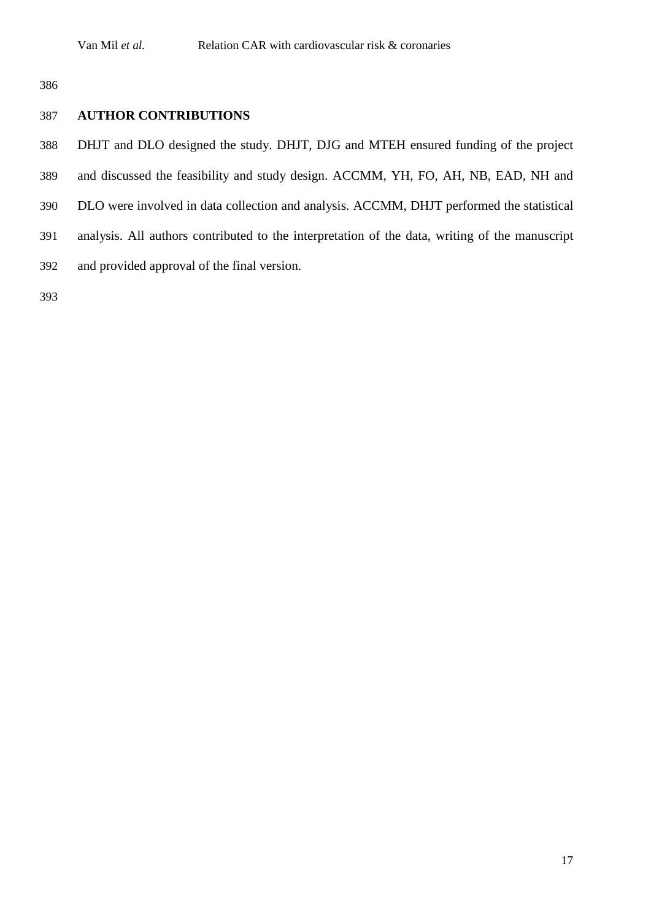## AUTHOR CONTRIBUTIONS

DHJT and DLO designed the study. DHJT, DJG and MTEH ensured funding of the project and discussed the feasibility and study design. ACCMM, YH, FO, AH, NB, EAD, NH and DLO were involved in data collection and analysis. ACCMM, DHJT performed the statistical analysis. All authors contributed to the interpretation of the data, writing of the manuscript and provided approval of the final version.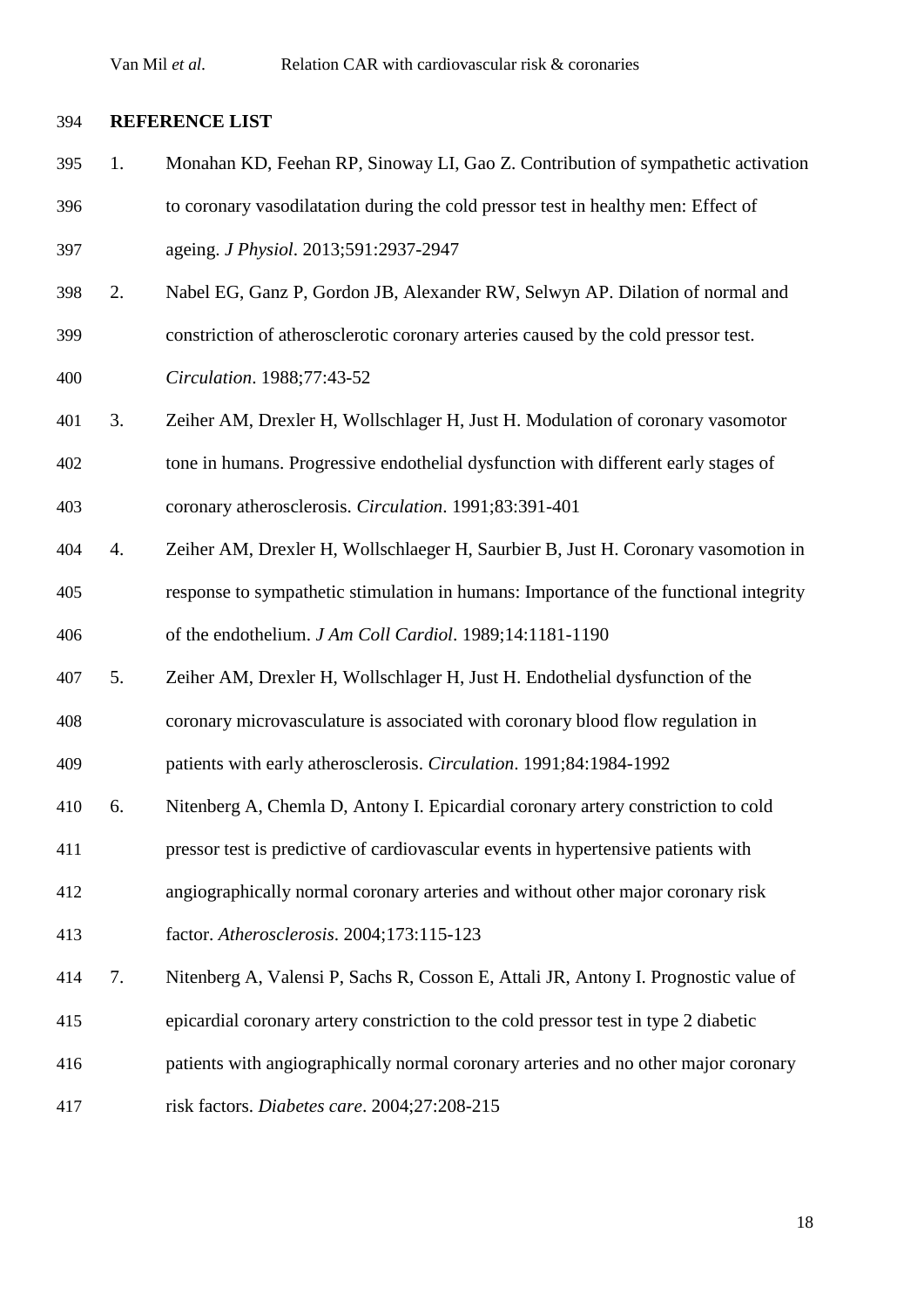## REFERENCE LIST

1. Monahan KD, Feehan RP, Sinoway LI, Gao Z. Contribution of sympathetic activation to coronary vasodilatation during the cold pressor test in healthy men: Effect of ageing. *J Physiol*. 2013;591:2937-2947
2. Nabel EG, Ganz P, Gordon JB, Alexander RW, Selwyn AP. Dilation of normal and constriction of atherosclerotic coronary arteries caused by the cold pressor test. *Circulation*. 1988;77:43-52
3. Zeiher AM, Drexler H, Wollschlager H, Just H. Modulation of coronary vasomotor tone in humans. Progressive endothelial dysfunction with different early stages of coronary atherosclerosis. *Circulation*. 1991;83:391-401
4. Zeiher AM, Drexler H, Wollschlaeger H, Saurbier B, Just H. Coronary vasomotion in response to sympathetic stimulation in humans: Importance of the functional integrity of the endothelium. *J Am Coll Cardiol*. 1989;14:1181-1190
5. Zeiher AM, Drexler H, Wollschlager H, Just H. Endothelial dysfunction of the coronary microvasculature is associated with coronary blood flow regulation in patients with early atherosclerosis. *Circulation*. 1991;84:1984-1992
6. Nitenberg A, Chemla D, Antony I. Epicardial coronary artery constriction to cold pressor test is predictive of cardiovascular events in hypertensive patients with angiographically normal coronary arteries and without other major coronary risk factor. *Atherosclerosis*. 2004;173:115-123
7. Nitenberg A, Valensi P, Sachs R, Cosson E, Attali JR, Antony I. Prognostic value of epicardial coronary artery constriction to the cold pressor test in type 2 diabetic patients with angiographically normal coronary arteries and no other major coronary risk factors. *Diabetes care*. 2004;27:208-215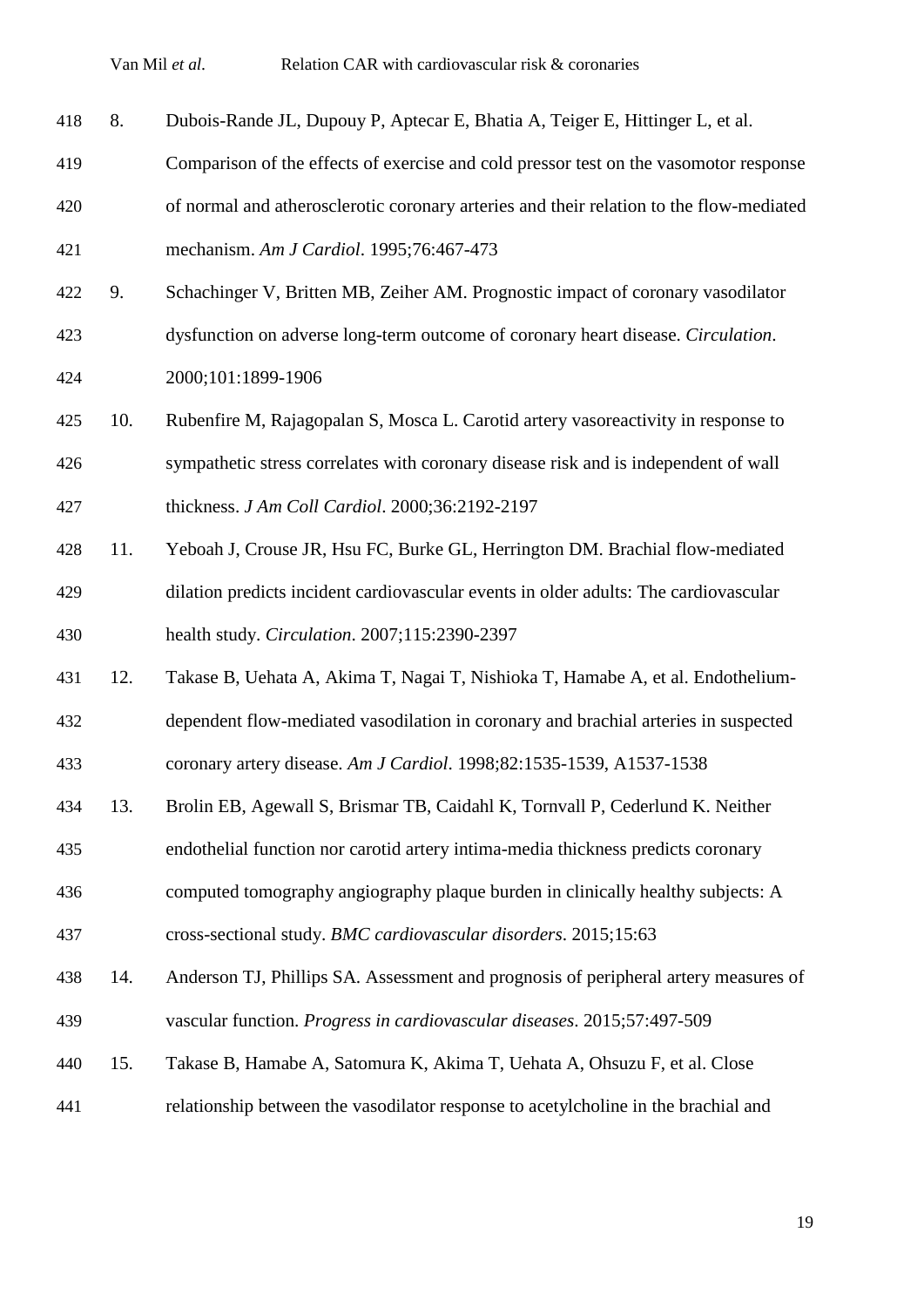8. Dubois-Rande JL, Dupouy P, Aptecar E, Bhatia A, Teiger E, Hittinger L, et al. Comparison of the effects of exercise and cold pressor test on the vasomotor response of normal and atherosclerotic coronary arteries and their relation to the flow-mediated mechanism. *Am J Cardiol*. 1995;76:467-473
9. Schachinger V, Britten MB, Zeiher AM. Prognostic impact of coronary vasodilator dysfunction on adverse long-term outcome of coronary heart disease. *Circulation*. 2000;101:1899-1906
10. Rubenfire M, Rajagopalan S, Mosca L. Carotid artery vasoreactivity in response to sympathetic stress correlates with coronary disease risk and is independent of wall thickness. *J Am Coll Cardiol*. 2000;36:2192-2197
11. Yeboah J, Crouse JR, Hsu FC, Burke GL, Herrington DM. Brachial flow-mediated dilation predicts incident cardiovascular events in older adults: The cardiovascular health study. *Circulation*. 2007;115:2390-2397
12. Takase B, Uehata A, Akima T, Nagai T, Nishioka T, Hamabe A, et al. Endothelium-dependent flow-mediated vasodilation in coronary and brachial arteries in suspected coronary artery disease. *Am J Cardiol*. 1998;82:1535-1539, A1537-1538
13. Brolin EB, Agewall S, Brismar TB, Caidahl K, Tornvall P, Cederlund K. Neither endothelial function nor carotid artery intima-media thickness predicts coronary computed tomography angiography plaque burden in clinically healthy subjects: A cross-sectional study. *BMC cardiovascular disorders*. 2015;15:63
14. Anderson TJ, Phillips SA. Assessment and prognosis of peripheral artery measures of vascular function. *Progress in cardiovascular diseases*. 2015;57:497-509
15. Takase B, Hamabe A, Satomura K, Akima T, Uehata A, Ohsuzu F, et al. Close relationship between the vasodilator response to acetylcholine in the brachial and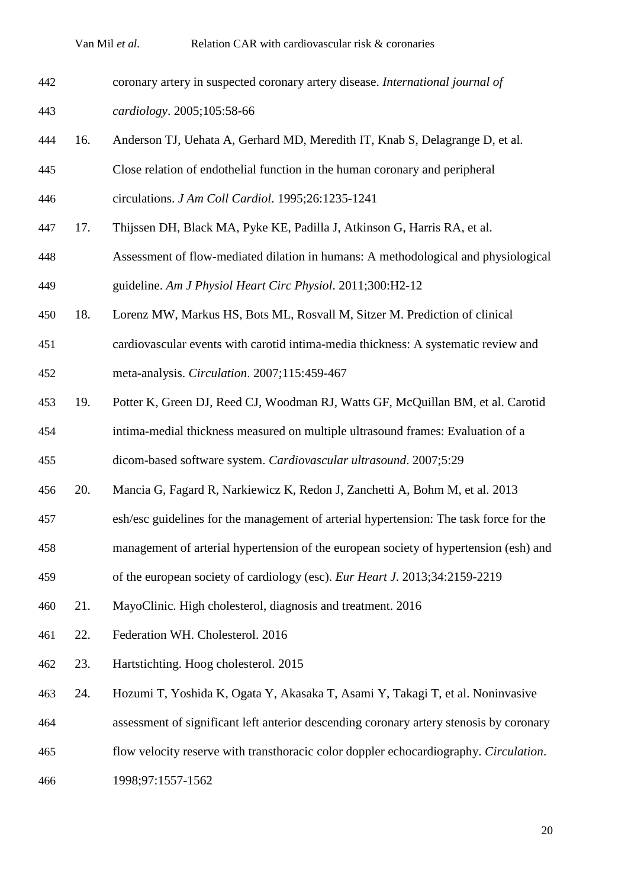coronary artery in suspected coronary artery disease. *International journal of cardiology*. 2005;105:58-66

16. Anderson TJ, Uehata A, Gerhard MD, Meredith IT, Knab S, Delagrange D, et al. Close relation of endothelial function in the human coronary and peripheral circulations. *J Am Coll Cardiol*. 1995;26:1235-1241
17. Thijssen DH, Black MA, Pyke KE, Padilla J, Atkinson G, Harris RA, et al. Assessment of flow-mediated dilation in humans: A methodological and physiological guideline. *Am J Physiol Heart Circ Physiol*. 2011;300:H2-12
18. Lorenz MW, Markus HS, Bots ML, Rosvall M, Sitzer M. Prediction of clinical cardiovascular events with carotid intima-media thickness: A systematic review and meta-analysis. *Circulation*. 2007;115:459-467
19. Potter K, Green DJ, Reed CJ, Woodman RJ, Watts GF, McQuillan BM, et al. Carotid intima-medial thickness measured on multiple ultrasound frames: Evaluation of a dicom-based software system. *Cardiovascular ultrasound*. 2007;5:29
20. Mancia G, Fagard R, Narkiewicz K, Redon J, Zanchetti A, Bohm M, et al. 2013 esh/esc guidelines for the management of arterial hypertension: The task force for the management of arterial hypertension of the european society of hypertension (esh) and of the european society of cardiology (esc). *Eur Heart J*. 2013;34:2159-2219
21. MayoClinic. High cholesterol, diagnosis and treatment. 2016
22. Federation WH. Cholesterol. 2016
23. Hartstichting. Hoog cholesterol. 2015
24. Hozumi T, Yoshida K, Ogata Y, Akasaka T, Asami Y, Takagi T, et al. Noninvasive assessment of significant left anterior descending coronary artery stenosis by coronary flow velocity reserve with transthoracic color doppler echocardiography. *Circulation*. 1998;97:1557-1562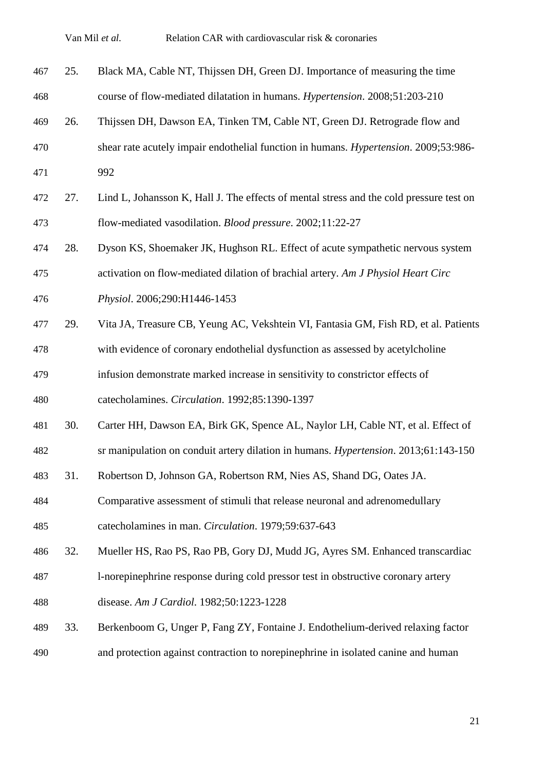25. Black MA, Cable NT, Thijssen DH, Green DJ. Importance of measuring the time course of flow-mediated dilatation in humans. *Hypertension*. 2008;51:203-210
26. Thijssen DH, Dawson EA, Tinken TM, Cable NT, Green DJ. Retrograde flow and shear rate acutely impair endothelial function in humans. *Hypertension*. 2009;53:986-992
27. Lind L, Johansson K, Hall J. The effects of mental stress and the cold pressure test on flow-mediated vasodilation. *Blood pressure*. 2002;11:22-27
28. Dyson KS, Shoemaker JK, Hughson RL. Effect of acute sympathetic nervous system activation on flow-mediated dilation of brachial artery. *Am J Physiol Heart Circ Physiol*. 2006;290:H1446-1453
29. Vita JA, Treasure CB, Yeung AC, Vekshtein VI, Fantasia GM, Fish RD, et al. Patients with evidence of coronary endothelial dysfunction as assessed by acetylcholine infusion demonstrate marked increase in sensitivity to constrictor effects of catecholamines. *Circulation*. 1992;85:1390-1397
30. Carter HH, Dawson EA, Birk GK, Spence AL, Naylor LH, Cable NT, et al. Effect of sr manipulation on conduit artery dilation in humans. *Hypertension*. 2013;61:143-150
31. Robertson D, Johnson GA, Robertson RM, Nies AS, Shand DG, Oates JA. Comparative assessment of stimuli that release neuronal and adrenomedullary catecholamines in man. *Circulation*. 1979;59:637-643
32. Mueller HS, Rao PS, Rao PB, Gory DJ, Mudd JG, Ayres SM. Enhanced transcardiac l-norepinephrine response during cold pressor test in obstructive coronary artery disease. *Am J Cardiol*. 1982;50:1223-1228
33. Berkenboom G, Unger P, Fang ZY, Fontaine J. Endothelium-derived relaxing factor and protection against contraction to norepinephrine in isolated canine and human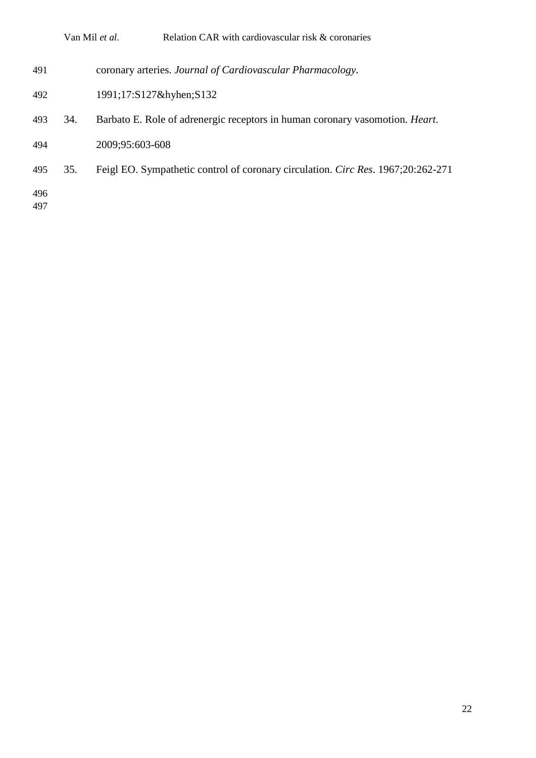coronary arteries. *Journal of Cardiovascular Pharmacology*. 1991;17:S127&hyhen;S132

34. Barbato E. Role of adrenergic receptors in human coronary vasomotion. *Heart*. 2009;95:603-608
35. Feigl EO. Sympathetic control of coronary circulation. *Circ Res*. 1967;20:262-271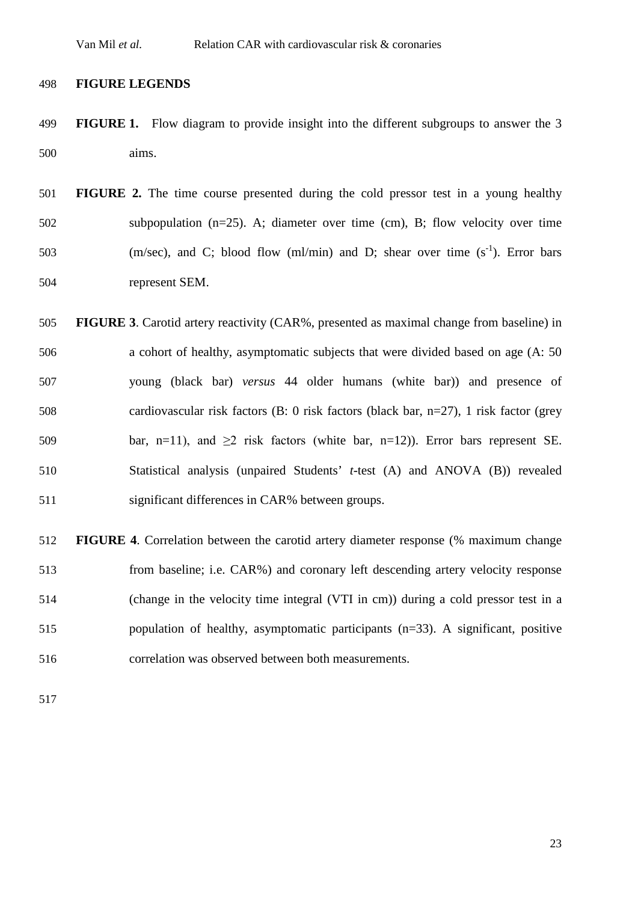## FIGURE LEGENDS

**FIGURE 1.** Flow diagram to provide insight into the different subgroups to answer the 3 aims.

**FIGURE 2.** The time course presented during the cold pressor test in a young healthy subpopulation (n=25). A; diameter over time (cm), B; flow velocity over time (m/sec), and C; blood flow (ml/min) and D; shear over time ($s^{-1}$). Error bars represent SEM.

**FIGURE 3**. Carotid artery reactivity (CAR%, presented as maximal change from baseline) in a cohort of healthy, asymptomatic subjects that were divided based on age (A: 50 young (black bar) *versus* 44 older humans (white bar)) and presence of cardiovascular risk factors (B: 0 risk factors (black bar, n=27), 1 risk factor (grey bar, n=11), and ≥2 risk factors (white bar, n=12)). Error bars represent SE. Statistical analysis (unpaired Students' *t*-test (A) and ANOVA (B)) revealed significant differences in CAR% between groups.

**FIGURE 4**. Correlation between the carotid artery diameter response (% maximum change from baseline; i.e. CAR%) and coronary left descending artery velocity response (change in the velocity time integral (VTI in cm)) during a cold pressor test in a population of healthy, asymptomatic participants (n=33). A significant, positive correlation was observed between both measurements.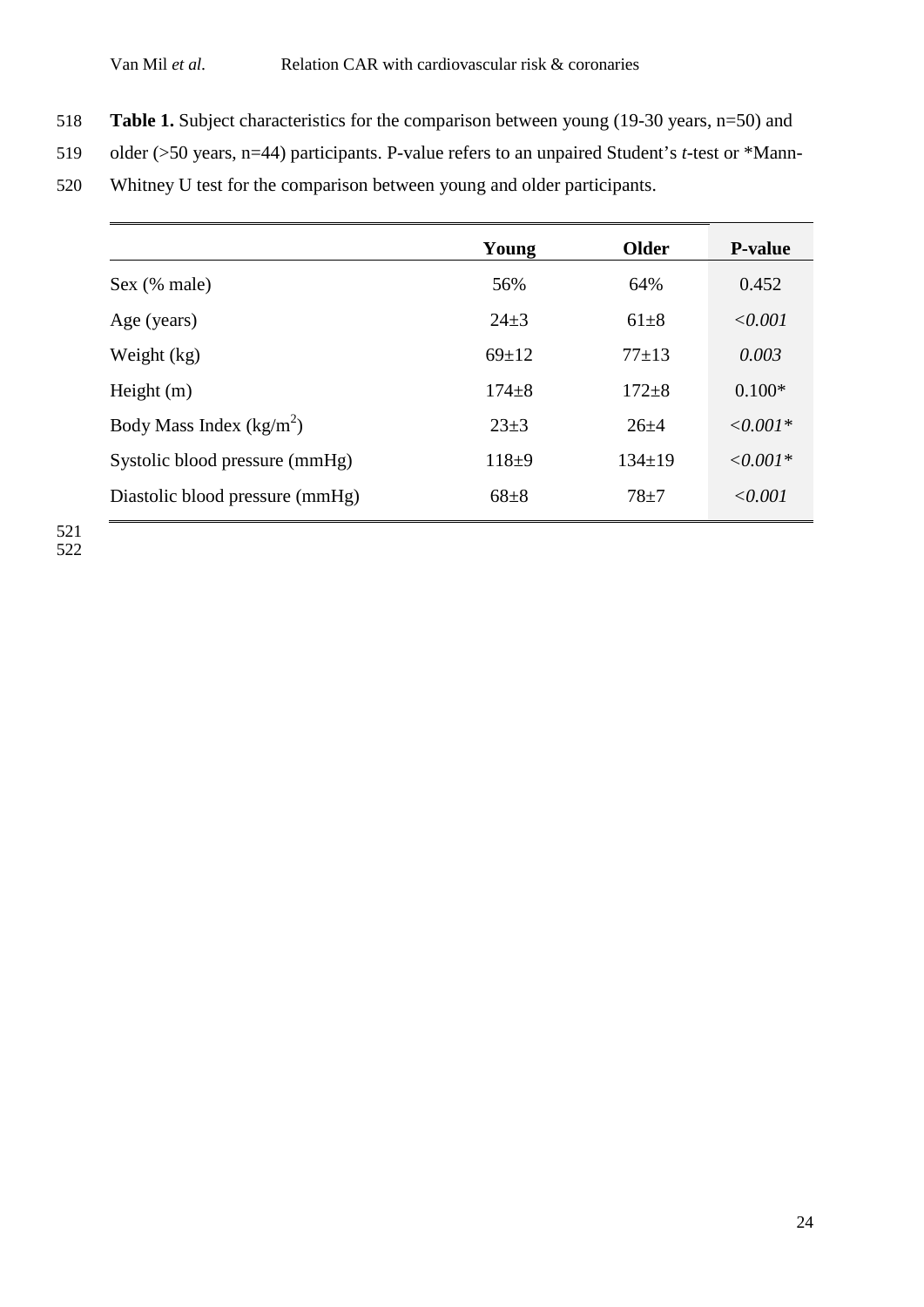**Table 1.** Subject characteristics for the comparison between young (19-30 years, n=50) and older (>50 years, n=44) participants. P-value refers to an unpaired Student's *t*-test or *Mann-Whitney U test for the comparison between young and older participants.

| | **Young** | **Older** | **P-value** |
|---|---|---|---|
| Sex (% male) | 56% | 64% | 0.452 |
| Age (years) | 24±3 | 61±8 | *<0.001* |
| Weight (kg) | 69±12 | 77±13 | *0.003* |
| Height (m) | 174±8 | 172±8 | 0.100* |
| Body Mass Index ($kg/m^2$) | 23±3 | 26±4 | *<0.001** |
| Systolic blood pressure (mmHg) | 118±9 | 134±19 | *<0.001** |
| Diastolic blood pressure (mmHg) | 68±8 | 78±7 | *<0.001* |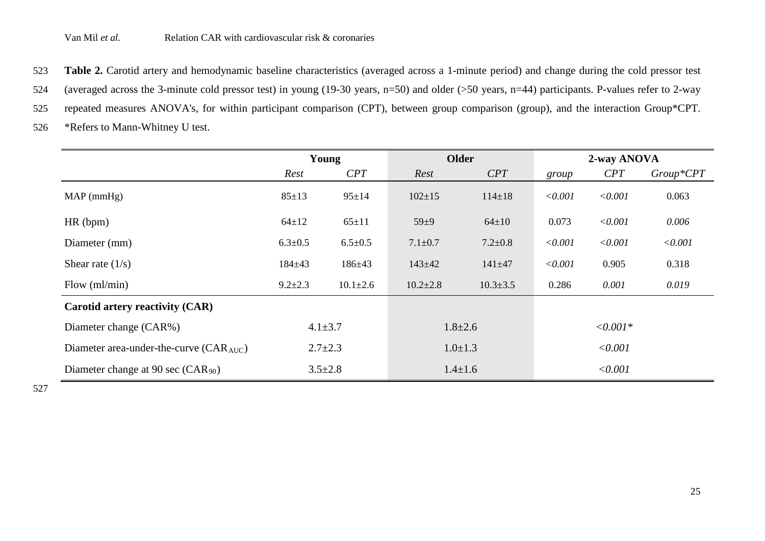**Table 2.** Carotid artery and hemodynamic baseline characteristics (averaged across a 1-minute period) and change during the cold pressor test (averaged across the 3-minute cold pressor test) in young (19-30 years, n=50) and older (>50 years, n=44) participants. P-values refer to 2-way repeated measures ANOVA's, for within participant comparison (CPT), between group comparison (group), and the interaction Group*CPT. *Refers to Mann-Whitney U test.

| | Young | | Older | | 2-way ANOVA | | |
|---|---|---|---|---|---|---|---|
| | *Rest* | *CPT* | *Rest* | *CPT* | *group* | *CPT* | *Group*CPT* |
| MAP (mmHg) | 85±13 | 95±14 | 102±15 | 114±18 | *<0.001* | *<0.001* | 0.063 |
| HR (bpm) | 64±12 | 65±11 | 59±9 | 64±10 | 0.073 | *<0.001* | *0.006* |
| Diameter (mm) | 6.3±0.5 | 6.5±0.5 | 7.1±0.7 | 7.2±0.8 | *<0.001* | *<0.001* | *<0.001* |
| Shear rate (1/s) | 184±43 | 186±43 | 143±42 | 141±47 | *<0.001* | 0.905 | 0.318 |
| Flow (ml/min) | 9.2±2.3 | 10.1±2.6 | 10.2±2.8 | 10.3±3.5 | 0.286 | *0.001* | *0.019* |
| **Carotid artery reactivity (CAR)** | | | | | | | |
| Diameter change (CAR%) | 4.1±3.7 | | 1.8±2.6 | | | *<0.001** | |
| Diameter area-under-the-curve ($CAR_{AUC}$) | 2.7±2.3 | | 1.0±1.3 | | | *<0.001* | |
| Diameter change at 90 sec ($CAR_{90}$) | 3.5±2.8 | | 1.4±1.6 | | | *<0.001* | |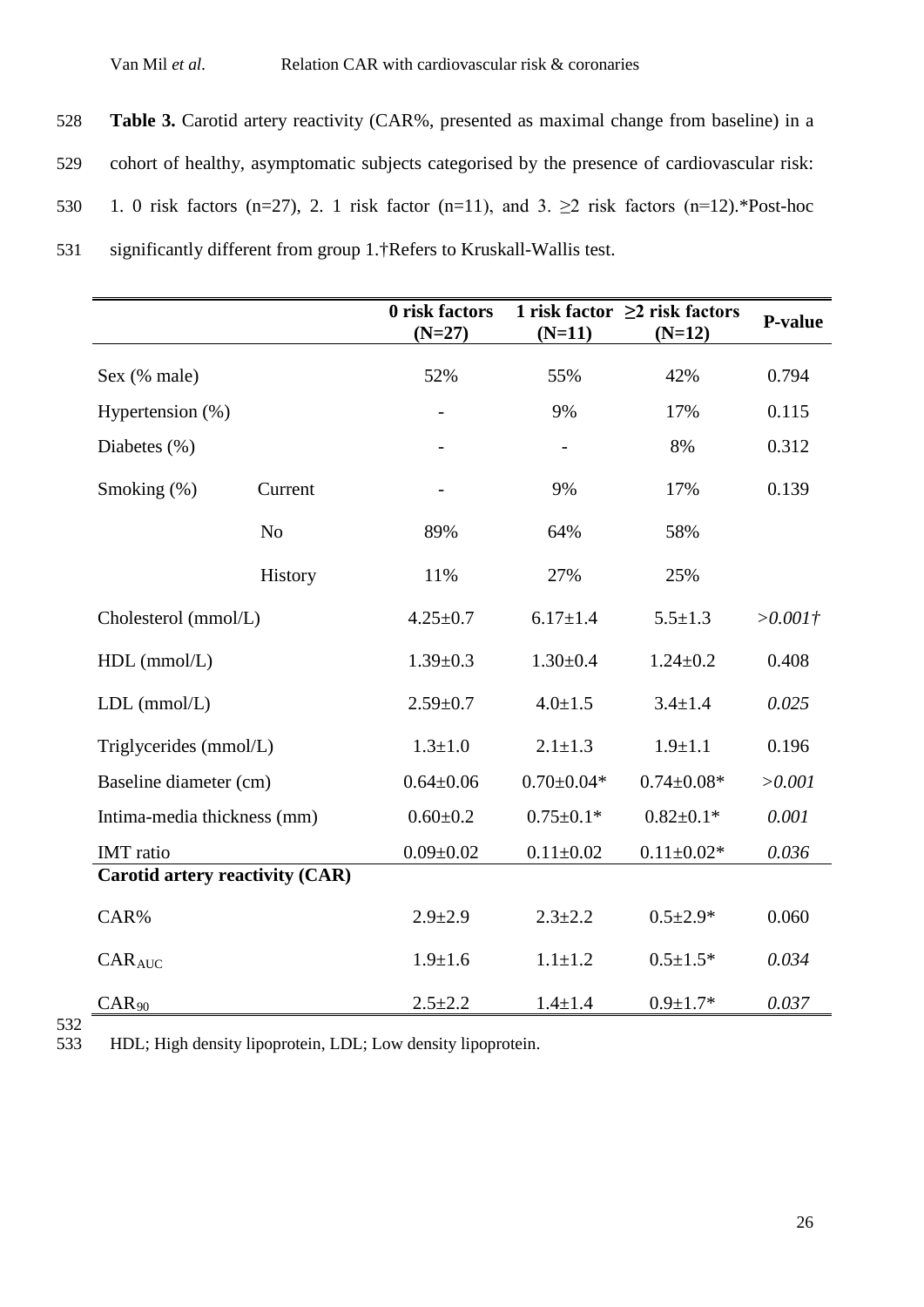**Table 3.** Carotid artery reactivity (CAR%, presented as maximal change from baseline) in a cohort of healthy, asymptomatic subjects categorised by the presence of cardiovascular risk: 1. 0 risk factors (n=27), 2. 1 risk factor (n=11), and 3. ≥2 risk factors (n=12).*Post-hoc significantly different from group 1.†Refers to Kruskall-Wallis test.

| | | **0 risk factors (N=27)** | **1 risk factor (N=11)** | **≥2 risk factors (N=12)** | **P-value** |
|---|---|---|---|---|---|
| Sex (% male) | | 52% | 55% | 42% | 0.794 |
| Hypertension (%) | | - | 9% | 17% | 0.115 |
| Diabetes (%) | | - | - | 8% | 0.312 |
| Smoking (%) | Current | - | 9% | 17% | 0.139 |
| | No | 89% | 64% | 58% | |
| | History | 11% | 27% | 25% | |
| Cholesterol (mmol/L) | | 4.25±0.7 | 6.17±1.4 | 5.5±1.3 | *>0.001†* |
| HDL (mmol/L) | | 1.39±0.3 | 1.30±0.4 | 1.24±0.2 | 0.408 |
| LDL (mmol/L) | | 2.59±0.7 | 4.0±1.5 | 3.4±1.4 | *0.025* |
| Triglycerides (mmol/L) | | 1.3±1.0 | 2.1±1.3 | 1.9±1.1 | 0.196 |
| Baseline diameter (cm) | | 0.64±0.06 | 0.70±0.04* | 0.74±0.08* | *>0.001* |
| Intima-media thickness (mm) | | 0.60±0.2 | 0.75±0.1* | 0.82±0.1* | *0.001* |
| IMT ratio | | 0.09±0.02 | 0.11±0.02 | 0.11±0.02* | *0.036* |
| **Carotid artery reactivity (CAR)** | | | | | |
| CAR% | | 2.9±2.9 | 2.3±2.2 | 0.5±2.9* | 0.060 |
| $CAR_{AUC}$ | | 1.9±1.6 | 1.1±1.2 | 0.5±1.5* | *0.034* |
| $CAR_{90}$ | | 2.5±2.2 | 1.4±1.4 | 0.9±1.7* | *0.037* |

HDL; High density lipoprotein, LDL; Low density lipoprotein.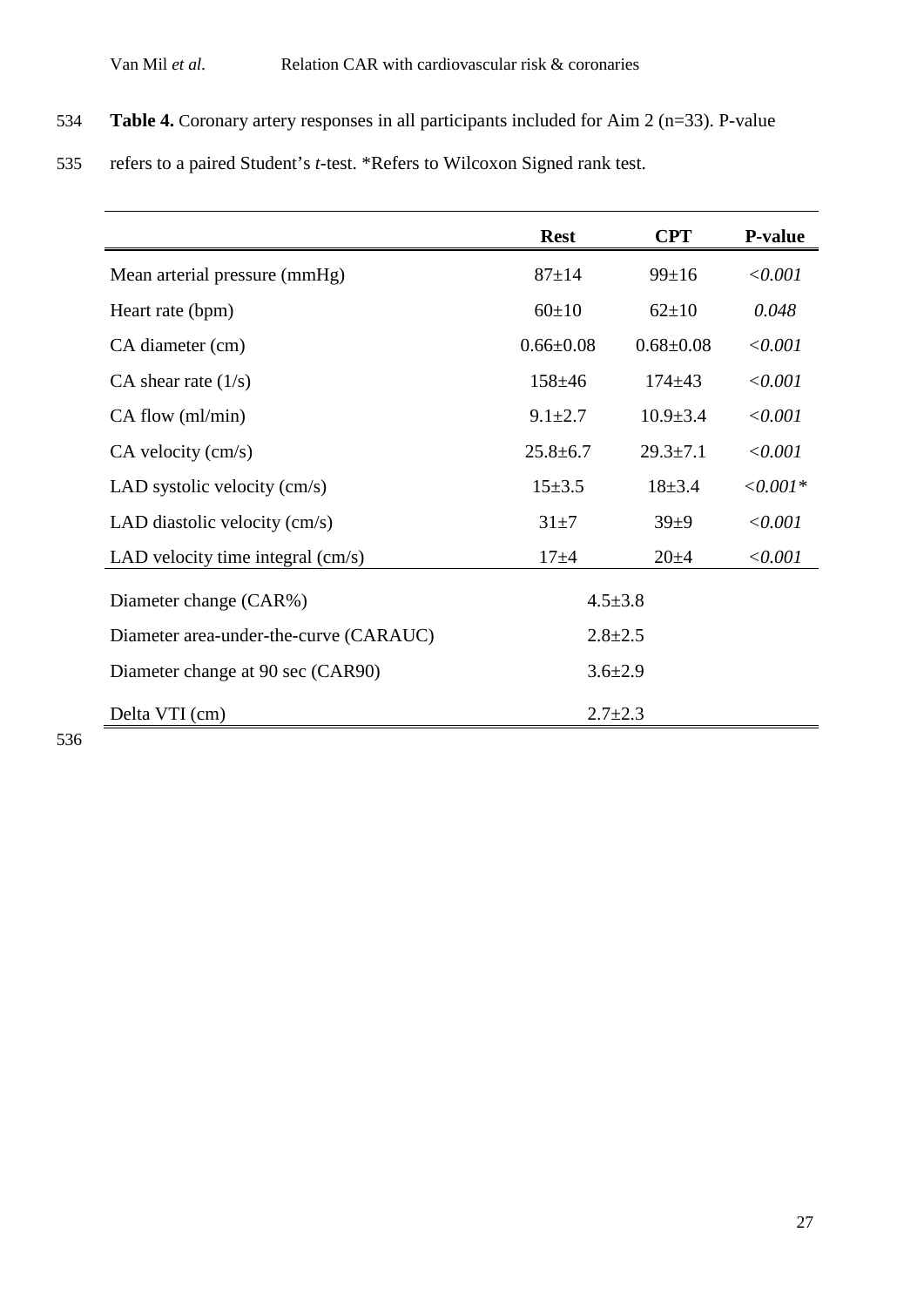**Table 4.** Coronary artery responses in all participants included for Aim 2 (n=33). P-value refers to a paired Student's *t*-test. *Refers to Wilcoxon Signed rank test.

| | Rest | CPT | P-value |
|---|---|---|---|
| Mean arterial pressure (mmHg) | 87±14 | 99±16 | *<0.001* |
| Heart rate (bpm) | 60±10 | 62±10 | *0.048* |
| CA diameter (cm) | 0.66±0.08 | 0.68±0.08 | *<0.001* |
| CA shear rate (1/s) | 158±46 | 174±43 | *<0.001* |
| CA flow (ml/min) | 9.1±2.7 | 10.9±3.4 | *<0.001* |
| CA velocity (cm/s) | 25.8±6.7 | 29.3±7.1 | *<0.001* |
| LAD systolic velocity (cm/s) | 15±3.5 | 18±3.4 | *<0.001** |
| LAD diastolic velocity (cm/s) | 31±7 | 39±9 | *<0.001* |
| LAD velocity time integral (cm/s) | 17±4 | 20±4 | *<0.001* |
| Diameter change (CAR%) | 4.5±3.8 | | |
| Diameter area-under-the-curve (CARAUC) | 2.8±2.5 | | |
| Diameter change at 90 sec (CAR90) | 3.6±2.9 | | |
| Delta VTI (cm) | 2.7±2.3 | | |